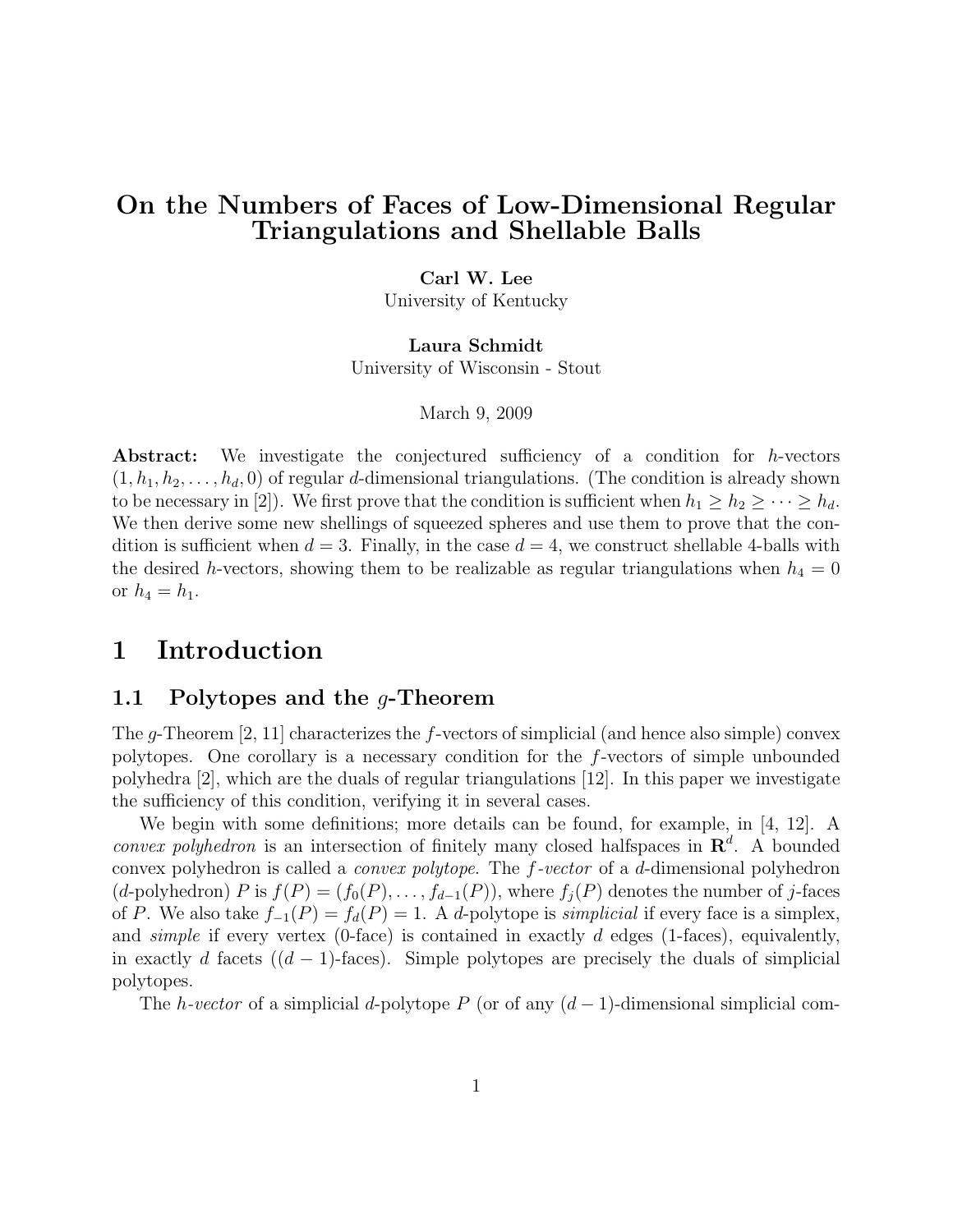# On the Numbers of Faces of Low-Dimensional Regular Triangulations and Shellable Balls

**Carl W. Lee**
University of Kentucky

**Laura Schmidt**
University of Wisconsin - Stout

March 9, 2009

**Abstract:** We investigate the conjectured sufficiency of a condition for $h$-vectors $(1, h_1, h_2, \ldots, h_d, 0)$ of regular $d$-dimensional triangulations. (The condition is already shown to be necessary in [2]). We first prove that the condition is sufficient when $h_1 \geq h_2 \geq \cdots \geq h_d$. We then derive some new shellings of squeezed spheres and use them to prove that the condition is sufficient when $d = 3$. Finally, in the case $d = 4$, we construct shellable 4-balls with the desired $h$-vectors, showing them to be realizable as regular triangulations when $h_4 = 0$ or $h_4 = h_1$.

# 1 Introduction

## 1.1 Polytopes and the $g$-Theorem

The $g$-Theorem [2, 11] characterizes the $f$-vectors of simplicial (and hence also simple) convex polytopes. One corollary is a necessary condition for the $f$-vectors of simple unbounded polyhedra [2], which are the duals of regular triangulations [12]. In this paper we investigate the sufficiency of this condition, verifying it in several cases.

We begin with some definitions; more details can be found, for example, in [4, 12]. A *convex polyhedron* is an intersection of finitely many closed halfspaces in $\mathbf{R}^d$. A bounded convex polyhedron is called a *convex polytope*. The *$f$-vector* of a $d$-dimensional polyhedron ($d$-polyhedron) $P$ is $f(P) = (f_0(P), \ldots, f_{d-1}(P))$, where $f_j(P)$ denotes the number of $j$-faces of $P$. We also take $f_{-1}(P) = f_d(P) = 1$. A $d$-polytope is *simplicial* if every face is a simplex, and *simple* if every vertex (0-face) is contained in exactly $d$ edges (1-faces), equivalently, in exactly $d$ facets ($(d-1)$-faces). Simple polytopes are precisely the duals of simplicial polytopes.

The *$h$-vector* of a simplicial $d$-polytope $P$ (or of any $(d-1)$-dimensional simplicial com-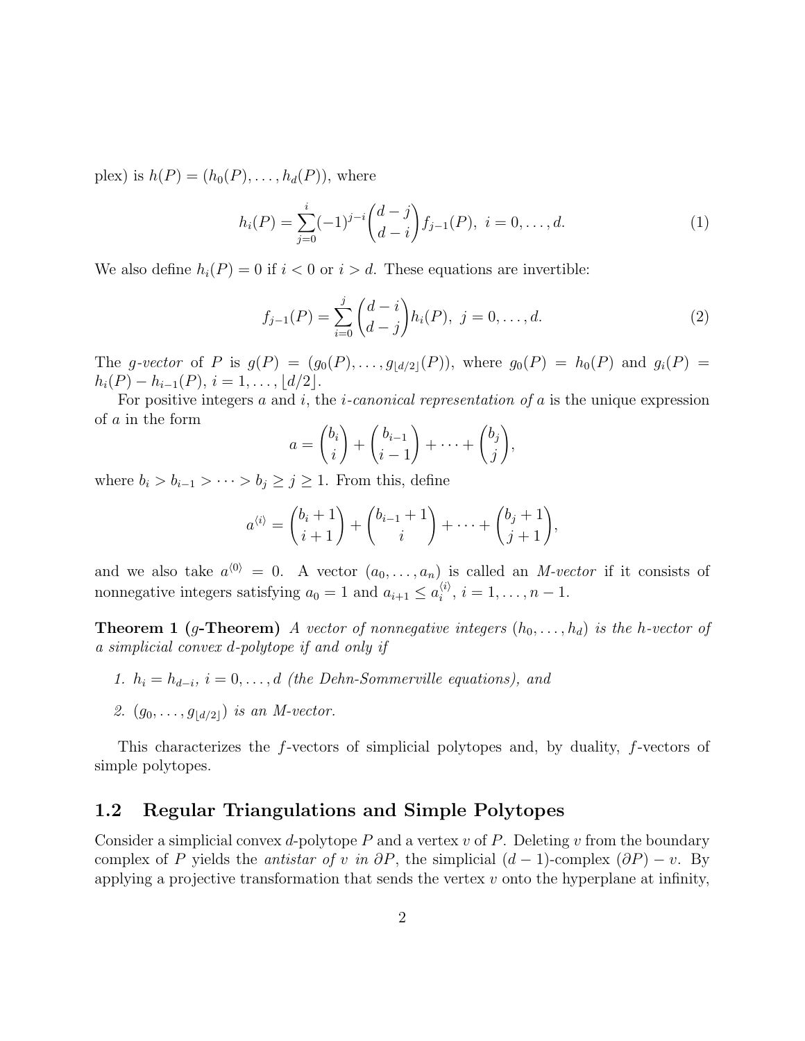plex) is $h(P) = (h_0(P), \ldots, h_d(P))$, where

$$h_i(P) = \sum_{j=0}^{i} (-1)^{j-i} \binom{d-j}{d-i} f_{j-1}(P),\ i = 0, \ldots, d. \tag{1}$$

We also define $h_i(P) = 0$ if $i < 0$ or $i > d$. These equations are invertible:

$$f_{j-1}(P) = \sum_{i=0}^{j} \binom{d-i}{d-j} h_i(P),\ j = 0, \ldots, d. \tag{2}$$

The *g-vector* of $P$ is $g(P) = (g_0(P), \ldots, g_{\lfloor d/2 \rfloor}(P))$, where $g_0(P) = h_0(P)$ and $g_i(P) = h_i(P) - h_{i-1}(P)$, $i = 1, \ldots, \lfloor d/2 \rfloor$.

For positive integers $a$ and $i$, the *i-canonical representation of* $a$ is the unique expression of $a$ in the form

$$a = \binom{b_i}{i} + \binom{b_{i-1}}{i-1} + \cdots + \binom{b_j}{j},$$

where $b_i > b_{i-1} > \cdots > b_j \geq j \geq 1$. From this, define

$$a^{\langle i \rangle} = \binom{b_i + 1}{i+1} + \binom{b_{i-1}+1}{i} + \cdots + \binom{b_j + 1}{j+1},$$

and we also take $a^{\langle 0 \rangle} = 0$. A vector $(a_0, \ldots, a_n)$ is called an *M-vector* if it consists of nonnegative integers satisfying $a_0 = 1$ and $a_{i+1} \leq a_i^{\langle i \rangle}$, $i = 1, \ldots, n-1$.

**Theorem 1 ($g$-Theorem)** *A vector of nonnegative integers $(h_0, \ldots, h_d)$ is the h-vector of a simplicial convex d-polytope if and only if*

1. *$h_i = h_{d-i}$, $i = 0, \ldots, d$ (the Dehn-Sommerville equations), and*
2. *$(g_0, \ldots, g_{\lfloor d/2 \rfloor})$ is an M-vector.*

This characterizes the $f$-vectors of simplicial polytopes and, by duality, $f$-vectors of simple polytopes.

## 1.2 Regular Triangulations and Simple Polytopes

Consider a simplicial convex $d$-polytope $P$ and a vertex $v$ of $P$. Deleting $v$ from the boundary complex of $P$ yields the *antistar of $v$ in $\partial P$*, the simplicial $(d-1)$-complex $(\partial P) - v$. By applying a projective transformation that sends the vertex $v$ onto the hyperplane at infinity,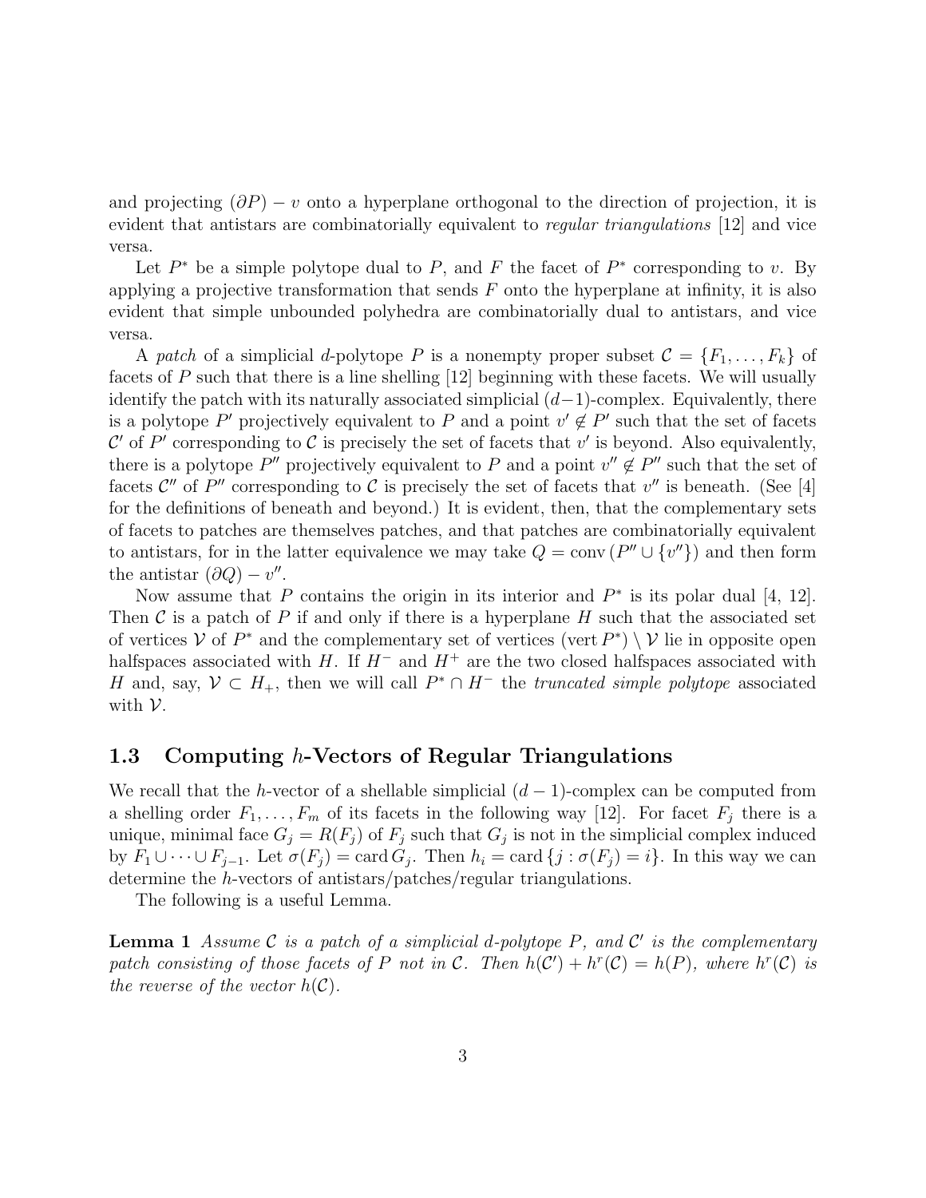and projecting $(\partial P) - v$ onto a hyperplane orthogonal to the direction of projection, it is evident that antistars are combinatorially equivalent to *regular triangulations* [12] and vice versa.

Let $P^*$ be a simple polytope dual to $P$, and $F$ the facet of $P^*$ corresponding to $v$. By applying a projective transformation that sends $F$ onto the hyperplane at infinity, it is also evident that simple unbounded polyhedra are combinatorially dual to antistars, and vice versa.

A *patch* of a simplicial $d$-polytope $P$ is a nonempty proper subset $\mathcal{C} = \{F_1, \ldots, F_k\}$ of facets of $P$ such that there is a line shelling [12] beginning with these facets. We will usually identify the patch with its naturally associated simplicial $(d-1)$-complex. Equivalently, there is a polytope $P'$ projectively equivalent to $P$ and a point $v' \notin P'$ such that the set of facets $\mathcal{C}'$ of $P'$ corresponding to $\mathcal{C}$ is precisely the set of facets that $v'$ is beyond. Also equivalently, there is a polytope $P''$ projectively equivalent to $P$ and a point $v'' \notin P''$ such that the set of facets $\mathcal{C}''$ of $P''$ corresponding to $\mathcal{C}$ is precisely the set of facets that $v''$ is beneath. (See [4] for the definitions of beneath and beyond.) It is evident, then, that the complementary sets of facets to patches are themselves patches, and that patches are combinatorially equivalent to antistars, for in the latter equivalence we may take $Q = \operatorname{conv}(P'' \cup \{v''\})$ and then form the antistar $(\partial Q) - v''$.

Now assume that $P$ contains the origin in its interior and $P^*$ is its polar dual [4, 12]. Then $\mathcal{C}$ is a patch of $P$ if and only if there is a hyperplane $H$ such that the associated set of vertices $\mathcal{V}$ of $P^*$ and the complementary set of vertices $(\operatorname{vert} P^*) \setminus \mathcal{V}$ lie in opposite open halfspaces associated with $H$. If $H^-$ and $H^+$ are the two closed halfspaces associated with $H$ and, say, $\mathcal{V} \subset H_+$, then we will call $P^* \cap H^-$ the *truncated simple polytope* associated with $\mathcal{V}$.

## 1.3 Computing $h$-Vectors of Regular Triangulations

We recall that the $h$-vector of a shellable simplicial $(d-1)$-complex can be computed from a shelling order $F_1, \ldots, F_m$ of its facets in the following way [12]. For facet $F_j$ there is a unique, minimal face $G_j = R(F_j)$ of $F_j$ such that $G_j$ is not in the simplicial complex induced by $F_1 \cup \cdots \cup F_{j-1}$. Let $\sigma(F_j) = \operatorname{card} G_j$. Then $h_i = \operatorname{card}\{j : \sigma(F_j) = i\}$. In this way we can determine the $h$-vectors of antistars/patches/regular triangulations.

The following is a useful Lemma.

**Lemma 1** *Assume $\mathcal{C}$ is a patch of a simplicial $d$-polytope $P$, and $\mathcal{C}'$ is the complementary patch consisting of those facets of $P$ not in $\mathcal{C}$. Then $h(\mathcal{C}') + h^r(\mathcal{C}) = h(P)$, where $h^r(\mathcal{C})$ is the reverse of the vector $h(\mathcal{C})$.*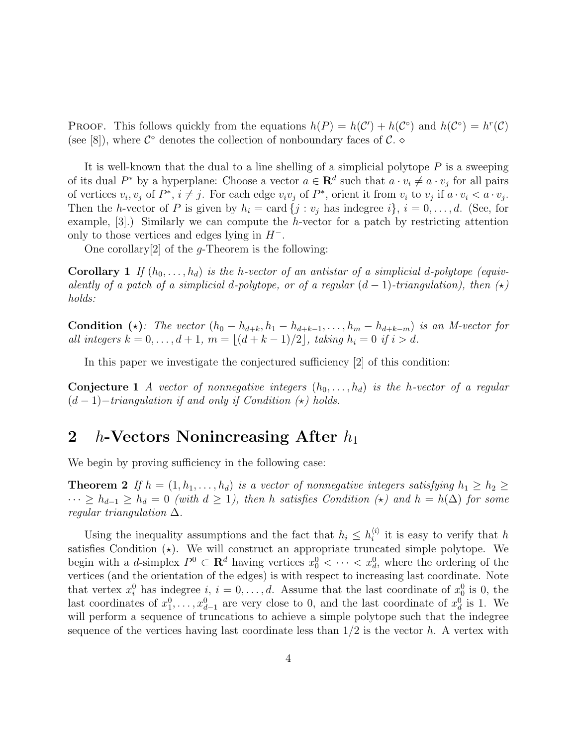PROOF. This follows quickly from the equations $h(P) = h(\mathcal{C}') + h(\mathcal{C}^\circ)$ and $h(\mathcal{C}^\circ) = h^r(\mathcal{C})$ (see [8]), where $\mathcal{C}^\circ$ denotes the collection of nonboundary faces of $\mathcal{C}$. $\diamond$

It is well-known that the dual to a line shelling of a simplicial polytope $P$ is a sweeping of its dual $P^*$ by a hyperplane: Choose a vector $a \in \mathbf{R}^d$ such that $a \cdot v_i \neq a \cdot v_j$ for all pairs of vertices $v_i, v_j$ of $P^*$, $i \neq j$. For each edge $v_i v_j$ of $P^*$, orient it from $v_i$ to $v_j$ if $a \cdot v_i < a \cdot v_j$. Then the $h$-vector of $P$ is given by $h_i = \text{card}\,\{j : v_j \text{ has indegree } i\}$, $i = 0, \ldots, d$. (See, for example, [3].) Similarly we can compute the $h$-vector for a patch by restricting attention only to those vertices and edges lying in $H^-$.

One corollary[2] of the $g$-Theorem is the following:

**Corollary 1** *If $(h_0, \ldots, h_d)$ is the $h$-vector of an antistar of a simplicial $d$-polytope (equivalently of a patch of a simplicial $d$-polytope, or of a regular $(d-1)$-triangulation), then $(\star)$ holds:*

**Condition $(\star)$**: *The vector $(h_0 - h_{d+k}, h_1 - h_{d+k-1}, \ldots, h_m - h_{d+k-m})$ is an M-vector for all integers $k = 0, \ldots, d+1$, $m = \lfloor (d+k-1)/2 \rfloor$, taking $h_i = 0$ if $i > d$.*

In this paper we investigate the conjectured sufficiency [2] of this condition:

**Conjecture 1** *A vector of nonnegative integers $(h_0, \ldots, h_d)$ is the $h$-vector of a regular $(d-1)-$triangulation if and only if Condition $(\star)$ holds.*

## 2 $h$-Vectors Nonincreasing After $h_1$

We begin by proving sufficiency in the following case:

**Theorem 2** *If $h = (1, h_1, \ldots, h_d)$ is a vector of nonnegative integers satisfying $h_1 \geq h_2 \geq \cdots \geq h_{d-1} \geq h_d = 0$ (with $d \geq 1$), then $h$ satisfies Condition $(\star)$ and $h = h(\Delta)$ for some regular triangulation $\Delta$.*

Using the inequality assumptions and the fact that $h_i \leq h_i^{\langle i \rangle}$ it is easy to verify that $h$ satisfies Condition $(\star)$. We will construct an appropriate truncated simple polytope. We begin with a $d$-simplex $P^0 \subset \mathbf{R}^d$ having vertices $x_0^0 < \cdots < x_d^0$, where the ordering of the vertices (and the orientation of the edges) is with respect to increasing last coordinate. Note that vertex $x_i^0$ has indegree $i$, $i = 0, \ldots, d$. Assume that the last coordinate of $x_0^0$ is 0, the last coordinates of $x_1^0, \ldots, x_{d-1}^0$ are very close to 0, and the last coordinate of $x_d^0$ is 1. We will perform a sequence of truncations to achieve a simple polytope such that the indegree sequence of the vertices having last coordinate less than $1/2$ is the vector $h$. A vertex with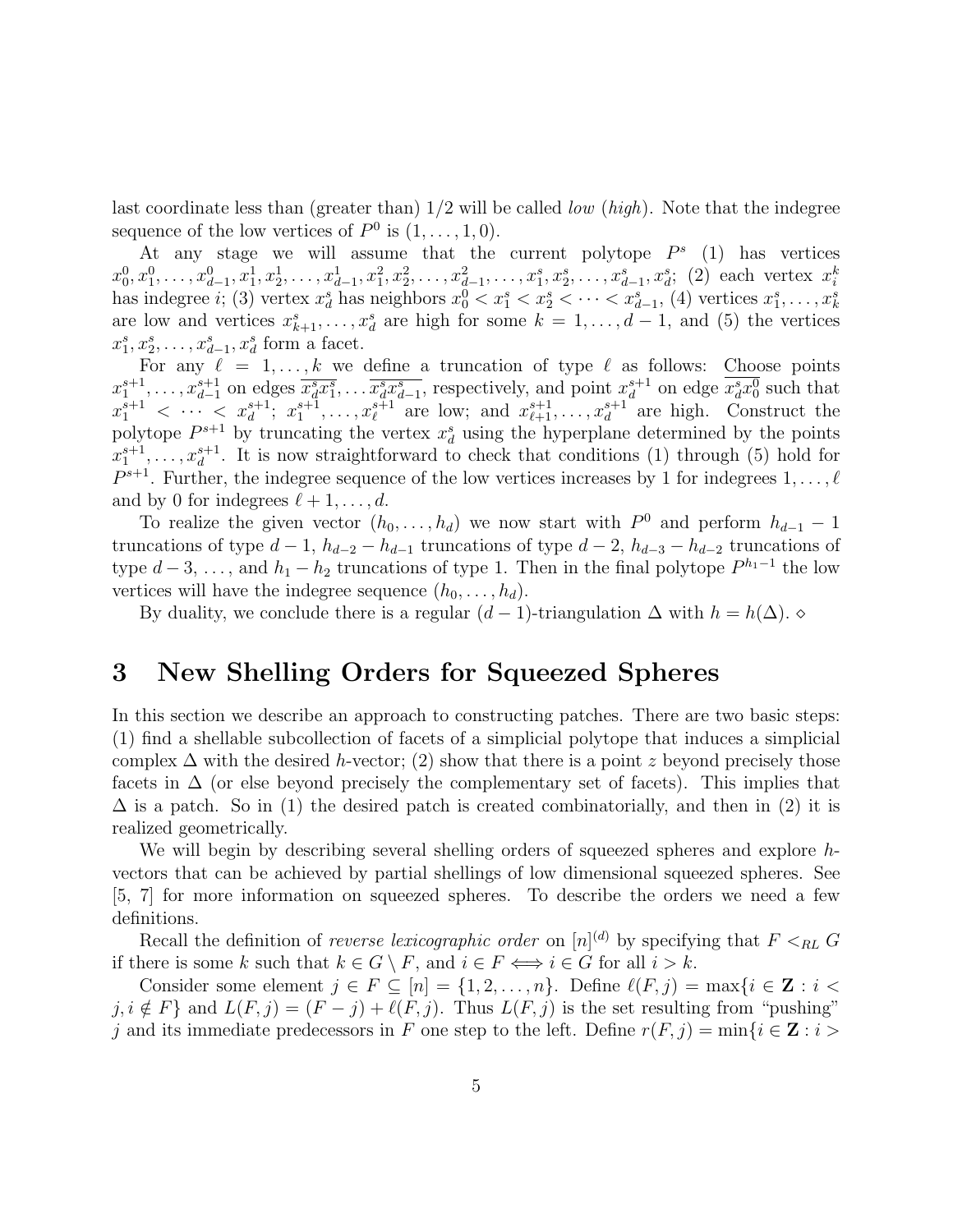last coordinate less than (greater than) $1/2$ will be called *low* (*high*). Note that the indegree sequence of the low vertices of $P^0$ is $(1, \ldots, 1, 0)$.

At any stage we will assume that the current polytope $P^s$ (1) has vertices $x_0^0, x_1^0, \ldots, x_{d-1}^0, x_1^1, x_2^1, \ldots, x_{d-1}^1, x_1^2, x_2^2, \ldots, x_{d-1}^2, \ldots, x_1^s, x_2^s, \ldots, x_{d-1}^s, x_d^s$; (2) each vertex $x_i^k$ has indegree $i$; (3) vertex $x_d^s$ has neighbors $x_0^0 < x_1^s < x_2^s < \cdots < x_{d-1}^s$, (4) vertices $x_1^s, \ldots, x_k^s$ are low and vertices $x_{k+1}^s, \ldots, x_d^s$ are high for some $k = 1, \ldots, d-1$, and (5) the vertices $x_1^s, x_2^s, \ldots, x_{d-1}^s, x_d^s$ form a facet.

For any $\ell = 1, \ldots, k$ we define a truncation of type $\ell$ as follows: Choose points $x_1^{s+1}, \ldots, x_{d-1}^{s+1}$ on edges $\overline{x_d^s x_1^s}, \ldots \overline{x_d^s x_{d-1}^s}$, respectively, and point $x_d^{s+1}$ on edge $\overline{x_d^s x_0^0}$ such that $x_1^{s+1} < \cdots < x_d^{s+1}$; $x_1^{s+1}, \ldots, x_\ell^{s+1}$ are low; and $x_{\ell+1}^{s+1}, \ldots, x_d^{s+1}$ are high. Construct the polytope $P^{s+1}$ by truncating the vertex $x_d^s$ using the hyperplane determined by the points $x_1^{s+1}, \ldots, x_d^{s+1}$. It is now straightforward to check that conditions (1) through (5) hold for $P^{s+1}$. Further, the indegree sequence of the low vertices increases by 1 for indegrees $1, \ldots, \ell$ and by 0 for indegrees $\ell + 1, \ldots, d$.

To realize the given vector $(h_0, \ldots, h_d)$ we now start with $P^0$ and perform $h_{d-1} - 1$ truncations of type $d-1$, $h_{d-2} - h_{d-1}$ truncations of type $d-2$, $h_{d-3} - h_{d-2}$ truncations of type $d-3$, $\ldots$, and $h_1 - h_2$ truncations of type 1. Then in the final polytope $P^{h_1 - 1}$ the low vertices will have the indegree sequence $(h_0, \ldots, h_d)$.

By duality, we conclude there is a regular $(d-1)$-triangulation $\Delta$ with $h = h(\Delta)$. $\diamond$

# 3 New Shelling Orders for Squeezed Spheres

In this section we describe an approach to constructing patches. There are two basic steps: (1) find a shellable subcollection of facets of a simplicial polytope that induces a simplicial complex $\Delta$ with the desired $h$-vector; (2) show that there is a point $z$ beyond precisely those facets in $\Delta$ (or else beyond precisely the complementary set of facets). This implies that $\Delta$ is a patch. So in (1) the desired patch is created combinatorially, and then in (2) it is realized geometrically.

We will begin by describing several shelling orders of squeezed spheres and explore $h$-vectors that can be achieved by partial shellings of low dimensional squeezed spheres. See [5, 7] for more information on squeezed spheres. To describe the orders we need a few definitions.

Recall the definition of *reverse lexicographic order* on $[n]^{(d)}$ by specifying that $F <_{RL} G$ if there is some $k$ such that $k \in G \setminus F$, and $i \in F \iff i \in G$ for all $i > k$.

Consider some element $j \in F \subseteq [n] = \{1, 2, \ldots, n\}$. Define $\ell(F, j) = \max\{i \in \mathbf{Z} : i < j, i \notin F\}$ and $L(F, j) = (F - j) + \ell(F, j)$. Thus $L(F, j)$ is the set resulting from "pushing" $j$ and its immediate predecessors in $F$ one step to the left. Define $r(F, j) = \min\{i \in \mathbf{Z} : i >$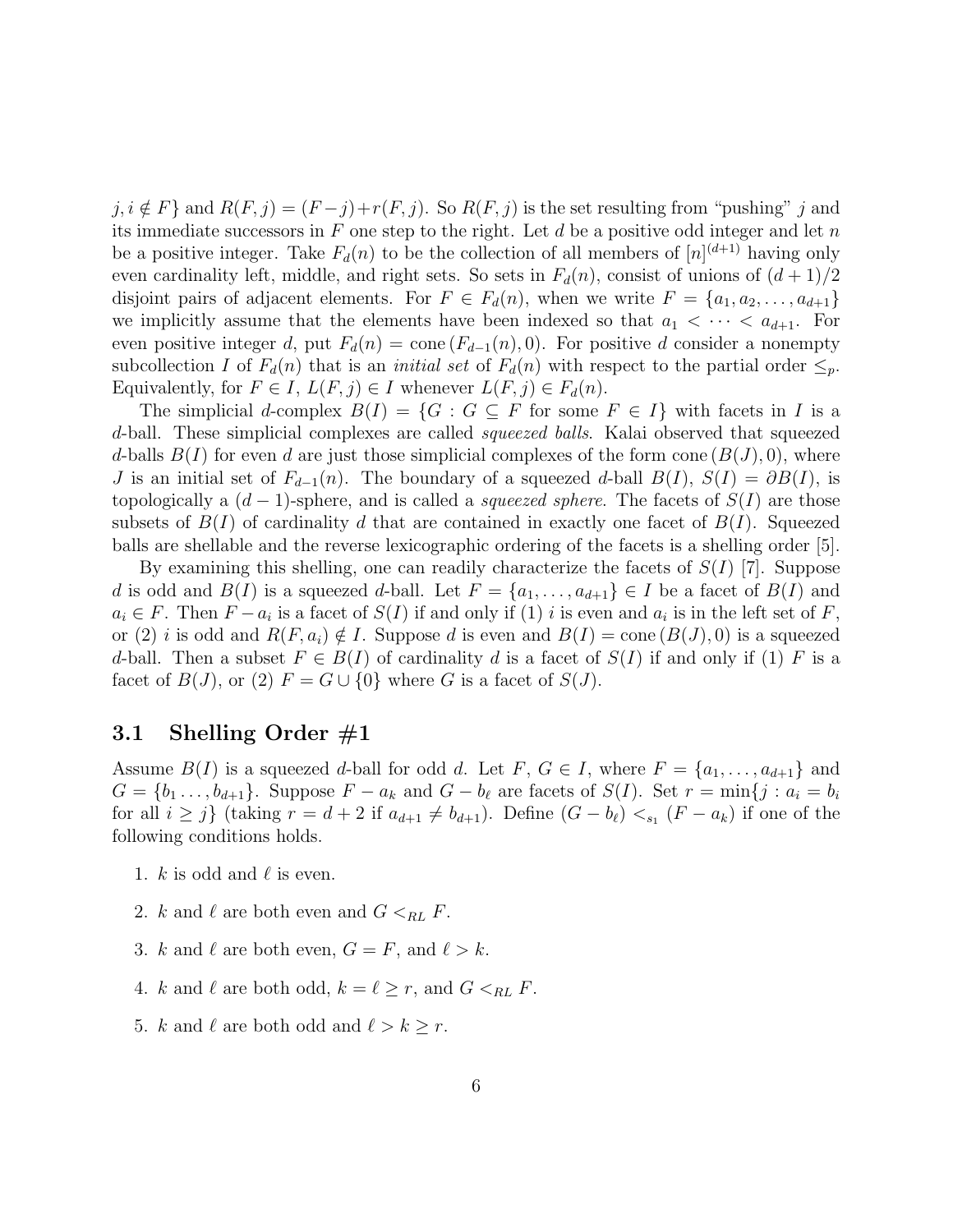$j, i \notin F\}$ and $R(F, j) = (F - j) + r(F, j)$. So $R(F, j)$ is the set resulting from "pushing" $j$ and its immediate successors in $F$ one step to the right. Let $d$ be a positive odd integer and let $n$ be a positive integer. Take $F_d(n)$ to be the collection of all members of $[n]^{(d+1)}$ having only even cardinality left, middle, and right sets. So sets in $F_d(n)$, consist of unions of $(d+1)/2$ disjoint pairs of adjacent elements. For $F \in F_d(n)$, when we write $F = \{a_1, a_2, \ldots, a_{d+1}\}$ we implicitly assume that the elements have been indexed so that $a_1 < \cdots < a_{d+1}$. For even positive integer $d$, put $F_d(n) = \text{cone}\,(F_{d-1}(n), 0)$. For positive $d$ consider a nonempty subcollection $I$ of $F_d(n)$ that is an *initial set* of $F_d(n)$ with respect to the partial order $\leq_p$. Equivalently, for $F \in I$, $L(F, j) \in I$ whenever $L(F, j) \in F_d(n)$.

The simplicial $d$-complex $B(I) = \{G : G \subseteq F \text{ for some } F \in I\}$ with facets in $I$ is a $d$-ball. These simplicial complexes are called *squeezed balls*. Kalai observed that squeezed $d$-balls $B(I)$ for even $d$ are just those simplicial complexes of the form $\text{cone}\,(B(J), 0)$, where $J$ is an initial set of $F_{d-1}(n)$. The boundary of a squeezed $d$-ball $B(I)$, $S(I) = \partial B(I)$, is topologically a $(d-1)$-sphere, and is called a *squeezed sphere*. The facets of $S(I)$ are those subsets of $B(I)$ of cardinality $d$ that are contained in exactly one facet of $B(I)$. Squeezed balls are shellable and the reverse lexicographic ordering of the facets is a shelling order [5].

By examining this shelling, one can readily characterize the facets of $S(I)$ [7]. Suppose $d$ is odd and $B(I)$ is a squeezed $d$-ball. Let $F = \{a_1, \ldots, a_{d+1}\} \in I$ be a facet of $B(I)$ and $a_i \in F$. Then $F - a_i$ is a facet of $S(I)$ if and only if (1) $i$ is even and $a_i$ is in the left set of $F$, or (2) $i$ is odd and $R(F, a_i) \notin I$. Suppose $d$ is even and $B(I) = \text{cone}\,(B(J), 0)$ is a squeezed $d$-ball. Then a subset $F \in B(I)$ of cardinality $d$ is a facet of $S(I)$ if and only if (1) $F$ is a facet of $B(J)$, or (2) $F = G \cup \{0\}$ where $G$ is a facet of $S(J)$.

## 3.1 Shelling Order #1

Assume $B(I)$ is a squeezed $d$-ball for odd $d$. Let $F$, $G \in I$, where $F = \{a_1, \ldots, a_{d+1}\}$ and $G = \{b_1 \ldots, b_{d+1}\}$. Suppose $F - a_k$ and $G - b_\ell$ are facets of $S(I)$. Set $r = \min\{j : a_i = b_i \text{ for all } i \geq j\}$ (taking $r = d+2$ if $a_{d+1} \neq b_{d+1}$). Define $(G - b_\ell) <_{s_1} (F - a_k)$ if one of the following conditions holds.

1. $k$ is odd and $\ell$ is even.
2. $k$ and $\ell$ are both even and $G <_{RL} F$.
3. $k$ and $\ell$ are both even, $G = F$, and $\ell > k$.
4. $k$ and $\ell$ are both odd, $k = \ell \geq r$, and $G <_{RL} F$.
5. $k$ and $\ell$ are both odd and $\ell > k \geq r$.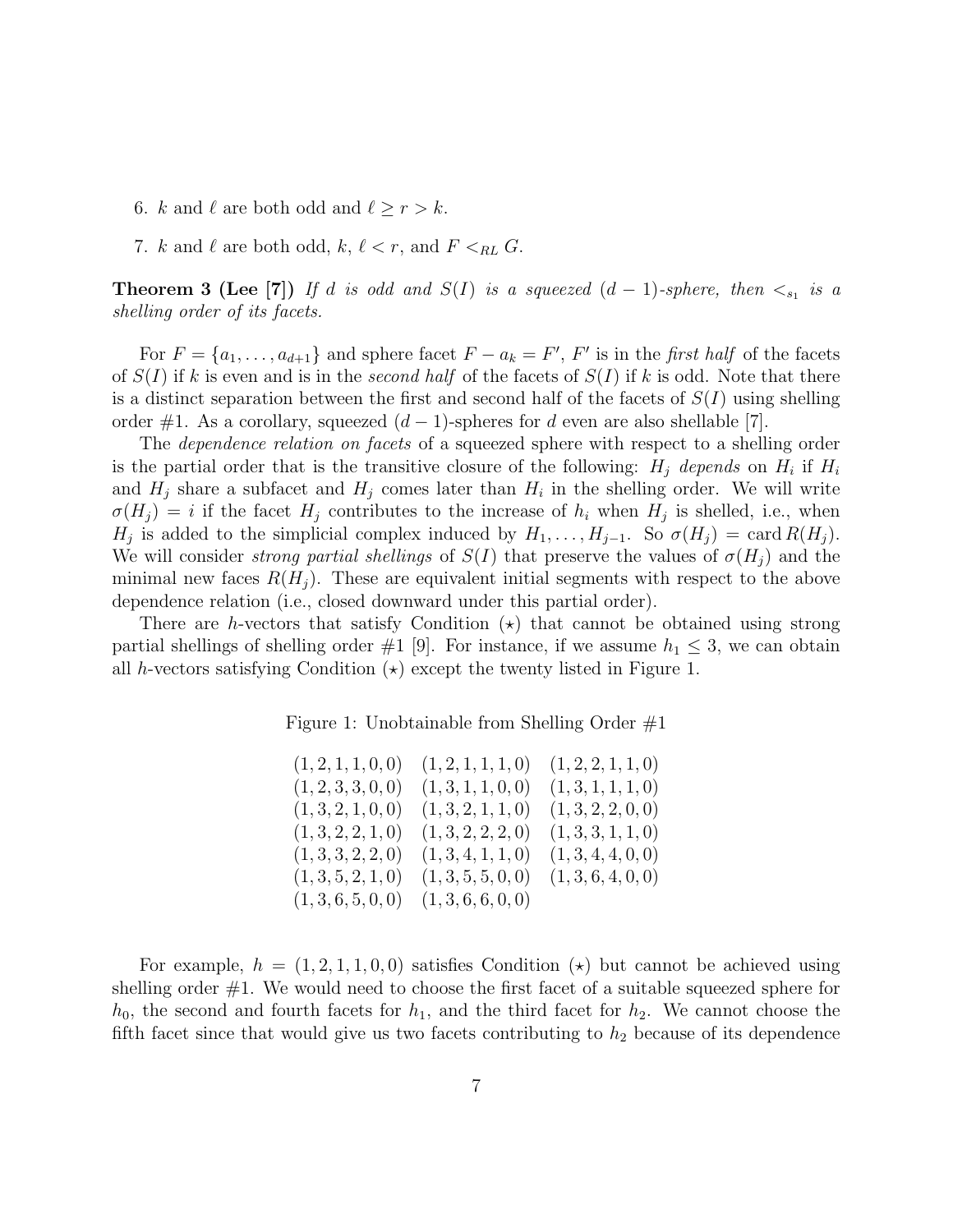6. $k$ and $\ell$ are both odd and $\ell \geq r > k$.

7. $k$ and $\ell$ are both odd, $k$, $\ell < r$, and $F <_{RL} G$.

**Theorem 3 (Lee [7])** *If $d$ is odd and $S(I)$ is a squeezed $(d-1)$-sphere, then $<_{s_1}$ is a shelling order of its facets.*

For $F = \{a_1, \ldots, a_{d+1}\}$ and sphere facet $F - a_k = F'$, $F'$ is in the *first half* of the facets of $S(I)$ if $k$ is even and is in the *second half* of the facets of $S(I)$ if $k$ is odd. Note that there is a distinct separation between the first and second half of the facets of $S(I)$ using shelling order #1. As a corollary, squeezed $(d-1)$-spheres for $d$ even are also shellable [7].

The *dependence relation on facets* of a squeezed sphere with respect to a shelling order is the partial order that is the transitive closure of the following: $H_j$ *depends* on $H_i$ if $H_i$ and $H_j$ share a subfacet and $H_j$ comes later than $H_i$ in the shelling order. We will write $\sigma(H_j) = i$ if the facet $H_j$ contributes to the increase of $h_i$ when $H_j$ is shelled, i.e., when $H_j$ is added to the simplicial complex induced by $H_1, \ldots, H_{j-1}$. So $\sigma(H_j) = \operatorname{card} R(H_j)$. We will consider *strong partial shellings* of $S(I)$ that preserve the values of $\sigma(H_j)$ and the minimal new faces $R(H_j)$. These are equivalent initial segments with respect to the above dependence relation (i.e., closed downward under this partial order).

There are $h$-vectors that satisfy Condition $(\star)$ that cannot be obtained using strong partial shellings of shelling order #1 [9]. For instance, if we assume $h_1 \leq 3$, we can obtain all $h$-vectors satisfying Condition $(\star)$ except the twenty listed in Figure 1.

Figure 1: Unobtainable from Shelling Order #1

| | | |
|---|---|---|
| $(1,2,1,1,0,0)$ | $(1,2,1,1,1,0)$ | $(1,2,2,1,1,0)$ |
| $(1,2,3,3,0,0)$ | $(1,3,1,1,0,0)$ | $(1,3,1,1,1,0)$ |
| $(1,3,2,1,0,0)$ | $(1,3,2,1,1,0)$ | $(1,3,2,2,0,0)$ |
| $(1,3,2,2,1,0)$ | $(1,3,2,2,2,0)$ | $(1,3,3,1,1,0)$ |
| $(1,3,3,2,2,0)$ | $(1,3,4,1,1,0)$ | $(1,3,4,4,0,0)$ |
| $(1,3,5,2,1,0)$ | $(1,3,5,5,0,0)$ | $(1,3,6,4,0,0)$ |
| $(1,3,6,5,0,0)$ | $(1,3,6,6,0,0)$ | |

For example, $h = (1,2,1,1,0,0)$ satisfies Condition $(\star)$ but cannot be achieved using shelling order #1. We would need to choose the first facet of a suitable squeezed sphere for $h_0$, the second and fourth facets for $h_1$, and the third facet for $h_2$. We cannot choose the fifth facet since that would give us two facets contributing to $h_2$ because of its dependence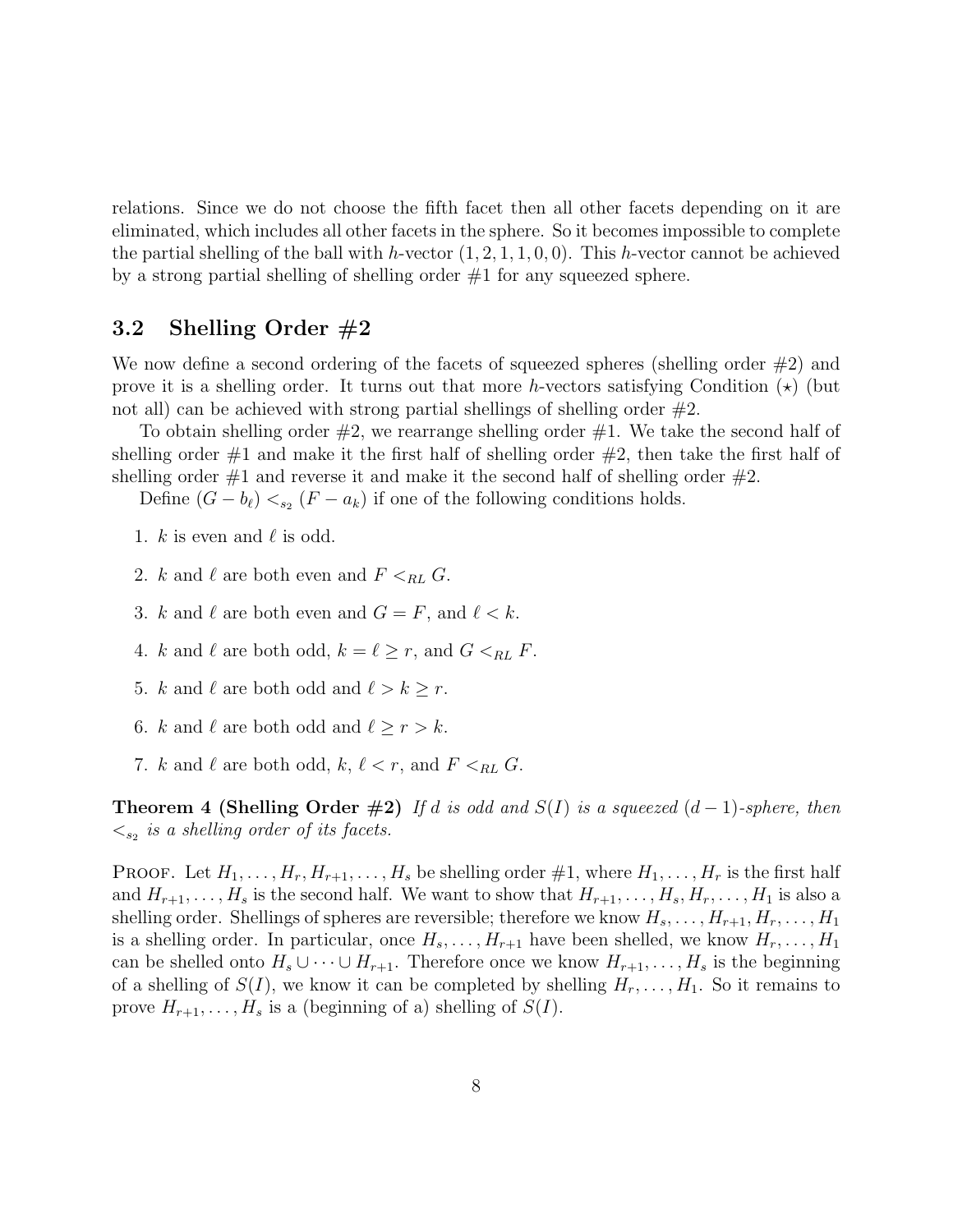relations. Since we do not choose the fifth facet then all other facets depending on it are eliminated, which includes all other facets in the sphere. So it becomes impossible to complete the partial shelling of the ball with $h$-vector $(1, 2, 1, 1, 0, 0)$. This $h$-vector cannot be achieved by a strong partial shelling of shelling order #1 for any squeezed sphere.

## 3.2 Shelling Order #2

We now define a second ordering of the facets of squeezed spheres (shelling order #2) and prove it is a shelling order. It turns out that more $h$-vectors satisfying Condition $(\star)$ (but not all) can be achieved with strong partial shellings of shelling order #2.

To obtain shelling order #2, we rearrange shelling order #1. We take the second half of shelling order #1 and make it the first half of shelling order #2, then take the first half of shelling order #1 and reverse it and make it the second half of shelling order #2.

Define $(G - b_\ell) <_{s_2} (F - a_k)$ if one of the following conditions holds.

1. $k$ is even and $\ell$ is odd.
2. $k$ and $\ell$ are both even and $F <_{RL} G$.
3. $k$ and $\ell$ are both even and $G = F$, and $\ell < k$.
4. $k$ and $\ell$ are both odd, $k = \ell \geq r$, and $G <_{RL} F$.
5. $k$ and $\ell$ are both odd and $\ell > k \geq r$.
6. $k$ and $\ell$ are both odd and $\ell \geq r > k$.
7. $k$ and $\ell$ are both odd, $k$, $\ell < r$, and $F <_{RL} G$.

**Theorem 4 (Shelling Order #2)** *If $d$ is odd and $S(I)$ is a squeezed $(d-1)$-sphere, then $<_{s_2}$ is a shelling order of its facets.*

Proof. Let $H_1, \ldots, H_r, H_{r+1}, \ldots, H_s$ be shelling order #1, where $H_1, \ldots, H_r$ is the first half and $H_{r+1}, \ldots, H_s$ is the second half. We want to show that $H_{r+1}, \ldots, H_s, H_r, \ldots, H_1$ is also a shelling order. Shellings of spheres are reversible; therefore we know $H_s, \ldots, H_{r+1}, H_r, \ldots, H_1$ is a shelling order. In particular, once $H_s, \ldots, H_{r+1}$ have been shelled, we know $H_r, \ldots, H_1$ can be shelled onto $H_s \cup \cdots \cup H_{r+1}$. Therefore once we know $H_{r+1}, \ldots, H_s$ is the beginning of a shelling of $S(I)$, we know it can be completed by shelling $H_r, \ldots, H_1$. So it remains to prove $H_{r+1}, \ldots, H_s$ is a (beginning of a) shelling of $S(I)$.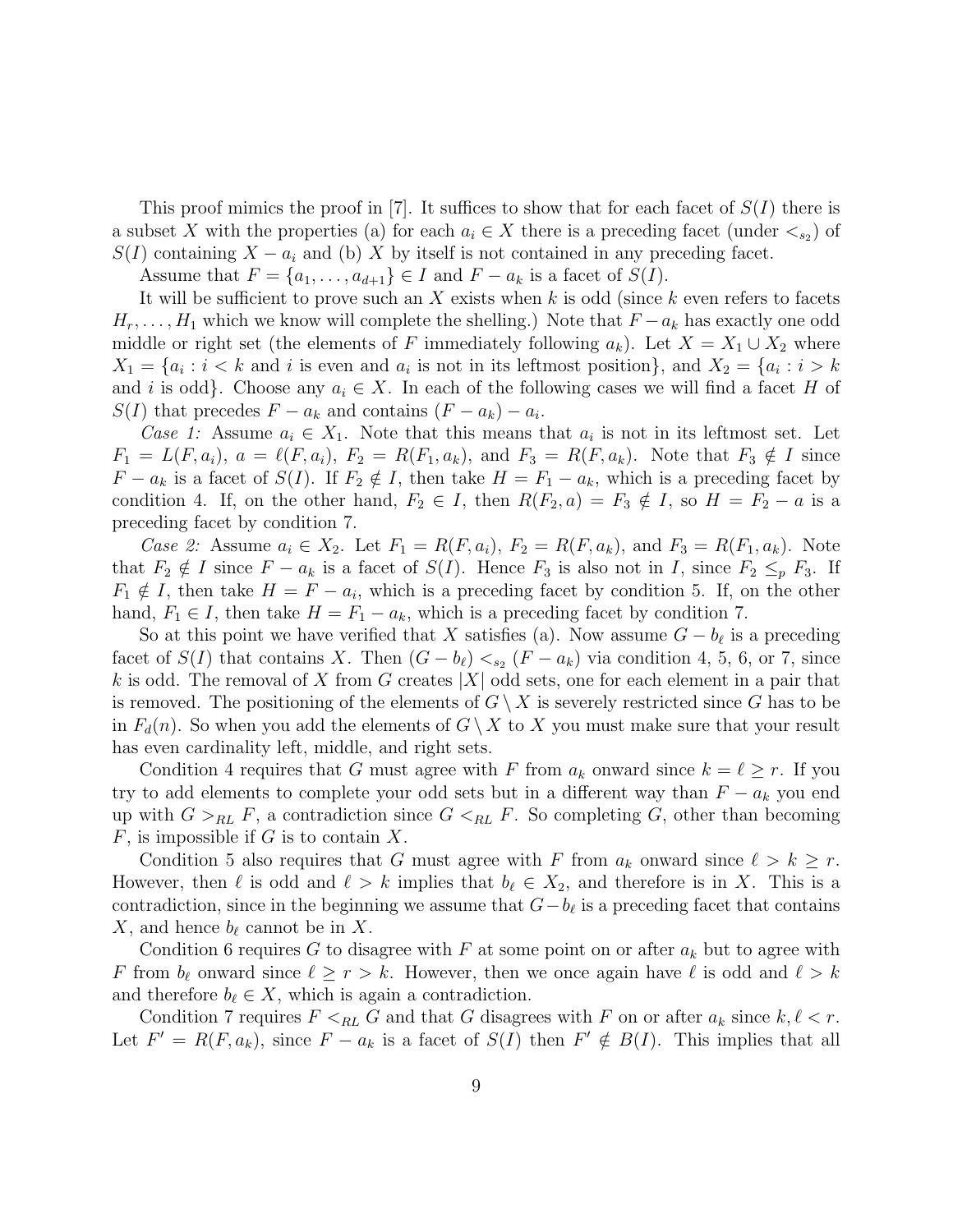This proof mimics the proof in [7]. It suffices to show that for each facet of $S(I)$ there is a subset $X$ with the properties (a) for each $a_i \in X$ there is a preceding facet (under $<_{s_2}$) of $S(I)$ containing $X - a_i$ and (b) $X$ by itself is not contained in any preceding facet.

Assume that $F = \{a_1, \ldots, a_{d+1}\} \in I$ and $F - a_k$ is a facet of $S(I)$.

It will be sufficient to prove such an $X$ exists when $k$ is odd (since $k$ even refers to facets $H_r, \ldots, H_1$ which we know will complete the shelling.) Note that $F - a_k$ has exactly one odd middle or right set (the elements of $F$ immediately following $a_k$). Let $X = X_1 \cup X_2$ where $X_1 = \{a_i : i < k$ and $i$ is even and $a_i$ is not in its leftmost position$\}$, and $X_2 = \{a_i : i > k$ and $i$ is odd$\}$. Choose any $a_i \in X$. In each of the following cases we will find a facet $H$ of $S(I)$ that precedes $F - a_k$ and contains $(F - a_k) - a_i$.

*Case 1:* Assume $a_i \in X_1$. Note that this means that $a_i$ is not in its leftmost set. Let $F_1 = L(F, a_i)$, $a = \ell(F, a_i)$, $F_2 = R(F_1, a_k)$, and $F_3 = R(F, a_k)$. Note that $F_3 \notin I$ since $F - a_k$ is a facet of $S(I)$. If $F_2 \notin I$, then take $H = F_1 - a_k$, which is a preceding facet by condition 4. If, on the other hand, $F_2 \in I$, then $R(F_2, a) = F_3 \notin I$, so $H = F_2 - a$ is a preceding facet by condition 7.

*Case 2:* Assume $a_i \in X_2$. Let $F_1 = R(F, a_i)$, $F_2 = R(F, a_k)$, and $F_3 = R(F_1, a_k)$. Note that $F_2 \notin I$ since $F - a_k$ is a facet of $S(I)$. Hence $F_3$ is also not in $I$, since $F_2 \leq_p F_3$. If $F_1 \notin I$, then take $H = F - a_i$, which is a preceding facet by condition 5. If, on the other hand, $F_1 \in I$, then take $H = F_1 - a_k$, which is a preceding facet by condition 7.

So at this point we have verified that $X$ satisfies (a). Now assume $G - b_\ell$ is a preceding facet of $S(I)$ that contains $X$. Then $(G - b_\ell) <_{s_2} (F - a_k)$ via condition 4, 5, 6, or 7, since $k$ is odd. The removal of $X$ from $G$ creates $|X|$ odd sets, one for each element in a pair that is removed. The positioning of the elements of $G \setminus X$ is severely restricted since $G$ has to be in $F_d(n)$. So when you add the elements of $G \setminus X$ to $X$ you must make sure that your result has even cardinality left, middle, and right sets.

Condition 4 requires that $G$ must agree with $F$ from $a_k$ onward since $k = \ell \geq r$. If you try to add elements to complete your odd sets but in a different way than $F - a_k$ you end up with $G >_{RL} F$, a contradiction since $G <_{RL} F$. So completing $G$, other than becoming $F$, is impossible if $G$ is to contain $X$.

Condition 5 also requires that $G$ must agree with $F$ from $a_k$ onward since $\ell > k \geq r$. However, then $\ell$ is odd and $\ell > k$ implies that $b_\ell \in X_2$, and therefore is in $X$. This is a contradiction, since in the beginning we assume that $G - b_\ell$ is a preceding facet that contains $X$, and hence $b_\ell$ cannot be in $X$.

Condition 6 requires $G$ to disagree with $F$ at some point on or after $a_k$ but to agree with $F$ from $b_\ell$ onward since $\ell \geq r > k$. However, then we once again have $\ell$ is odd and $\ell > k$ and therefore $b_\ell \in X$, which is again a contradiction.

Condition 7 requires $F <_{RL} G$ and that $G$ disagrees with $F$ on or after $a_k$ since $k, \ell < r$. Let $F' = R(F, a_k)$, since $F - a_k$ is a facet of $S(I)$ then $F' \notin B(I)$. This implies that all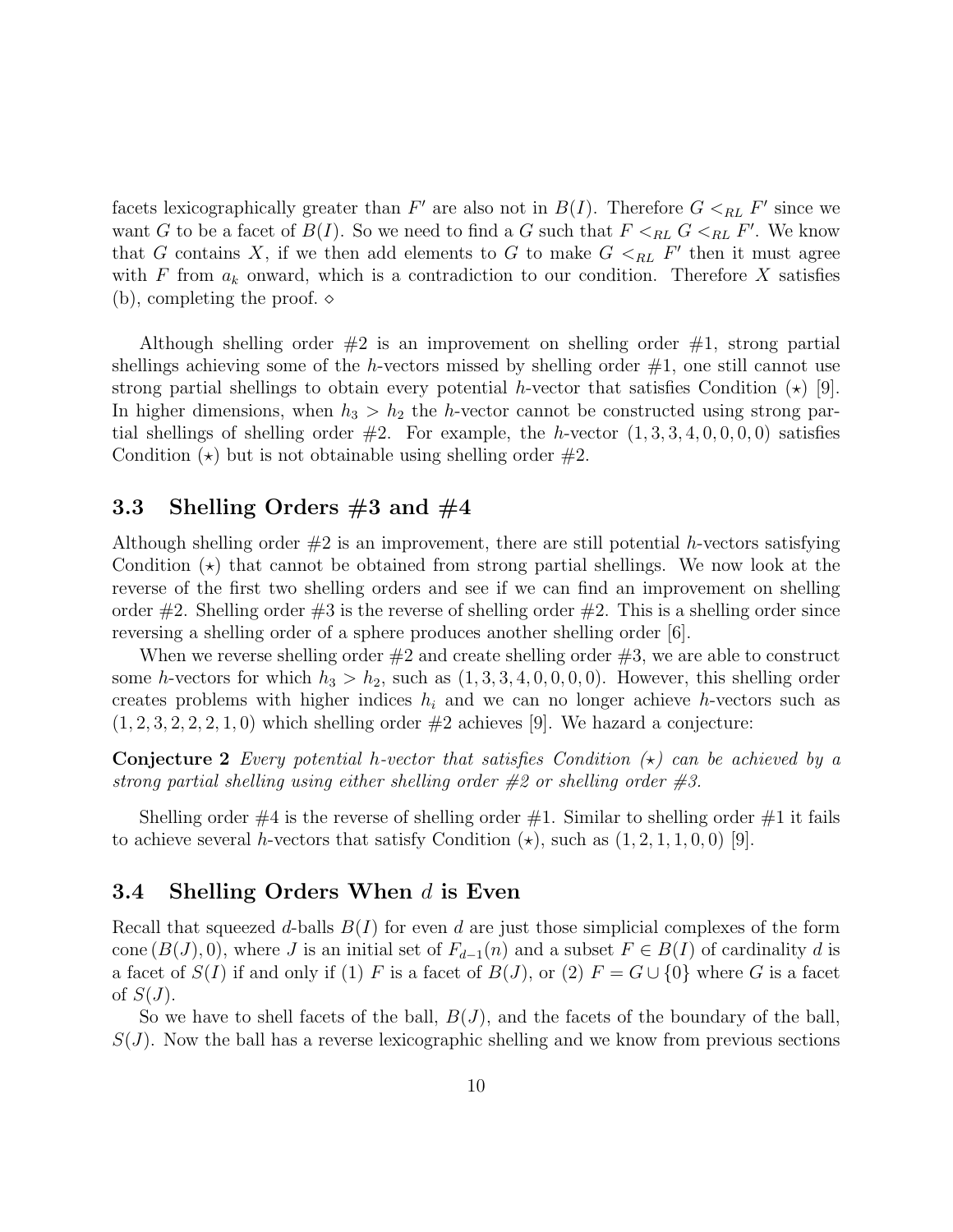facets lexicographically greater than $F'$ are also not in $B(I)$. Therefore $G <_{RL} F'$ since we want $G$ to be a facet of $B(I)$. So we need to find a $G$ such that $F <_{RL} G <_{RL} F'$. We know that $G$ contains $X$, if we then add elements to $G$ to make $G <_{RL} F'$ then it must agree with $F$ from $a_k$ onward, which is a contradiction to our condition. Therefore $X$ satisfies (b), completing the proof. $\diamond$

Although shelling order #2 is an improvement on shelling order #1, strong partial shellings achieving some of the $h$-vectors missed by shelling order #1, one still cannot use strong partial shellings to obtain every potential $h$-vector that satisfies Condition ($\star$) [9]. In higher dimensions, when $h_3 > h_2$ the $h$-vector cannot be constructed using strong partial shellings of shelling order #2. For example, the $h$-vector $(1, 3, 3, 4, 0, 0, 0, 0)$ satisfies Condition ($\star$) but is not obtainable using shelling order #2.

## 3.3 Shelling Orders #3 and #4

Although shelling order #2 is an improvement, there are still potential $h$-vectors satisfying Condition ($\star$) that cannot be obtained from strong partial shellings. We now look at the reverse of the first two shelling orders and see if we can find an improvement on shelling order #2. Shelling order #3 is the reverse of shelling order #2. This is a shelling order since reversing a shelling order of a sphere produces another shelling order [6].

When we reverse shelling order #2 and create shelling order #3, we are able to construct some $h$-vectors for which $h_3 > h_2$, such as $(1, 3, 3, 4, 0, 0, 0, 0)$. However, this shelling order creates problems with higher indices $h_i$ and we can no longer achieve $h$-vectors such as $(1, 2, 3, 2, 2, 2, 1, 0)$ which shelling order #2 achieves [9]. We hazard a conjecture:

**Conjecture 2** *Every potential h-vector that satisfies Condition ($\star$) can be achieved by a strong partial shelling using either shelling order #2 or shelling order #3.*

Shelling order #4 is the reverse of shelling order #1. Similar to shelling order #1 it fails to achieve several $h$-vectors that satisfy Condition ($\star$), such as $(1, 2, 1, 1, 0, 0)$ [9].

## 3.4 Shelling Orders When $d$ is Even

Recall that squeezed $d$-balls $B(I)$ for even $d$ are just those simplicial complexes of the form cone$(B(J), 0)$, where $J$ is an initial set of $F_{d-1}(n)$ and a subset $F \in B(I)$ of cardinality $d$ is a facet of $S(I)$ if and only if (1) $F$ is a facet of $B(J)$, or (2) $F = G \cup \{0\}$ where $G$ is a facet of $S(J)$.

So we have to shell facets of the ball, $B(J)$, and the facets of the boundary of the ball, $S(J)$. Now the ball has a reverse lexicographic shelling and we know from previous sections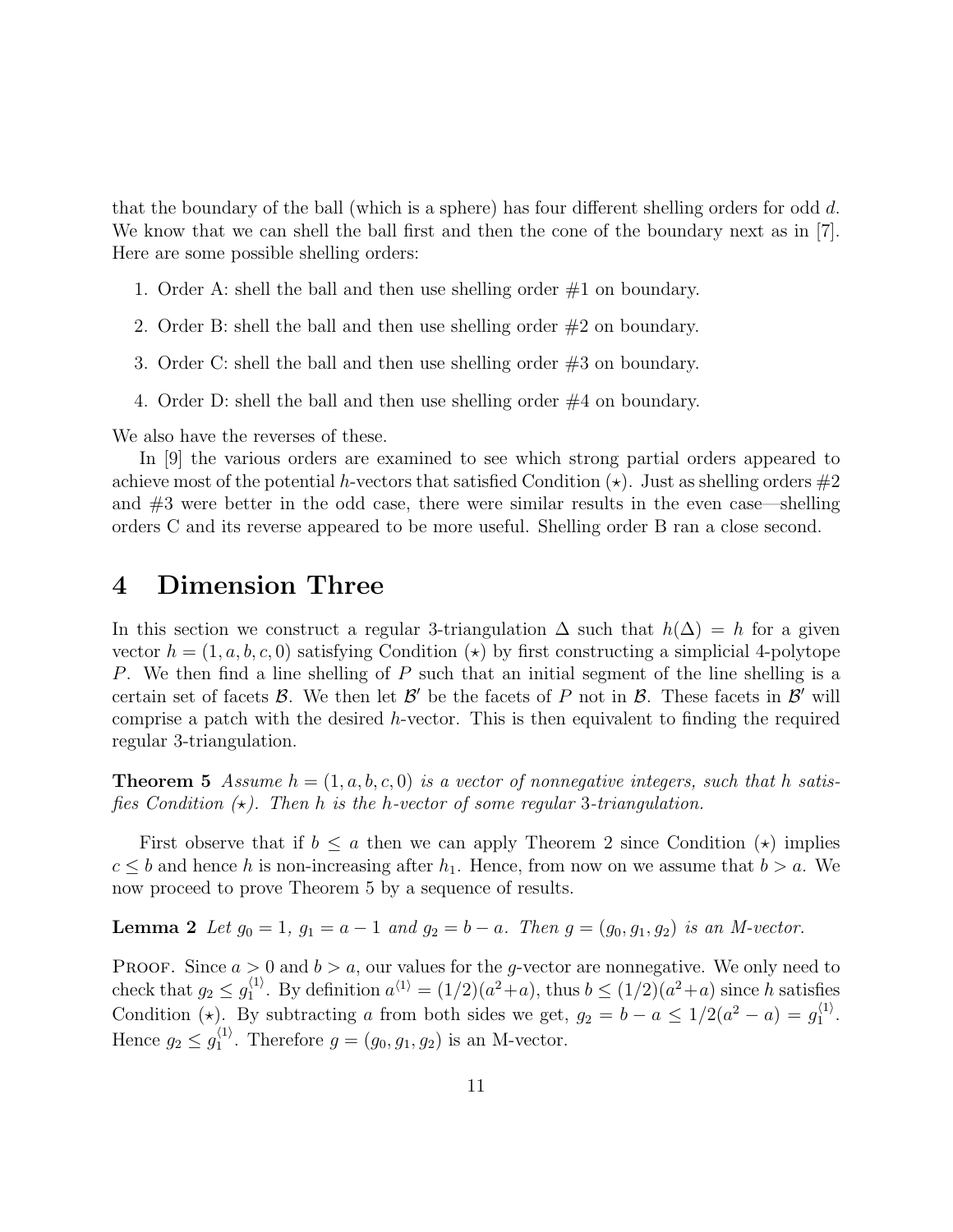that the boundary of the ball (which is a sphere) has four different shelling orders for odd $d$. We know that we can shell the ball first and then the cone of the boundary next as in [7]. Here are some possible shelling orders:

1. Order A: shell the ball and then use shelling order #1 on boundary.
2. Order B: shell the ball and then use shelling order #2 on boundary.
3. Order C: shell the ball and then use shelling order #3 on boundary.
4. Order D: shell the ball and then use shelling order #4 on boundary.

We also have the reverses of these.

In [9] the various orders are examined to see which strong partial orders appeared to achieve most of the potential $h$-vectors that satisfied Condition $(\star)$. Just as shelling orders #2 and #3 were better in the odd case, there were similar results in the even case—shelling orders C and its reverse appeared to be more useful. Shelling order B ran a close second.

# 4 Dimension Three

In this section we construct a regular 3-triangulation $\Delta$ such that $h(\Delta) = h$ for a given vector $h = (1, a, b, c, 0)$ satisfying Condition $(\star)$ by first constructing a simplicial 4-polytope $P$. We then find a line shelling of $P$ such that an initial segment of the line shelling is a certain set of facets $\mathcal{B}$. We then let $\mathcal{B}'$ be the facets of $P$ not in $\mathcal{B}$. These facets in $\mathcal{B}'$ will comprise a patch with the desired $h$-vector. This is then equivalent to finding the required regular 3-triangulation.

**Theorem 5** *Assume $h = (1, a, b, c, 0)$ is a vector of nonnegative integers, such that $h$ satisfies Condition $(\star)$. Then $h$ is the $h$-vector of some regular 3-triangulation.*

First observe that if $b \leq a$ then we can apply Theorem 2 since Condition $(\star)$ implies $c \leq b$ and hence $h$ is non-increasing after $h_1$. Hence, from now on we assume that $b > a$. We now proceed to prove Theorem 5 by a sequence of results.

**Lemma 2** *Let $g_0 = 1$, $g_1 = a - 1$ and $g_2 = b - a$. Then $g = (g_0, g_1, g_2)$ is an M-vector.*

Proof. Since $a > 0$ and $b > a$, our values for the $g$-vector are nonnegative. We only need to check that $g_2 \leq g_1^{\langle 1 \rangle}$. By definition $a^{\langle 1 \rangle} = (1/2)(a^2+a)$, thus $b \leq (1/2)(a^2+a)$ since $h$ satisfies Condition $(\star)$. By subtracting $a$ from both sides we get, $g_2 = b - a \leq 1/2(a^2 - a) = g_1^{\langle 1 \rangle}$. Hence $g_2 \leq g_1^{\langle 1 \rangle}$. Therefore $g = (g_0, g_1, g_2)$ is an M-vector.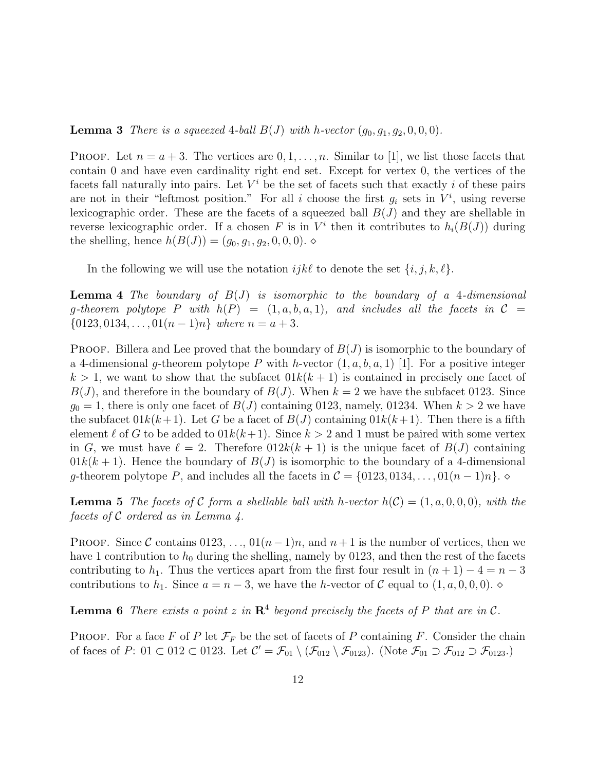**Lemma 3** *There is a squeezed* 4*-ball* $B(J)$ *with* $h$*-vector* $(g_0, g_1, g_2, 0, 0, 0)$.

Proof. Let $n = a + 3$. The vertices are $0, 1, \ldots, n$. Similar to [1], we list those facets that contain 0 and have even cardinality right end set. Except for vertex 0, the vertices of the facets fall naturally into pairs. Let $V^i$ be the set of facets such that exactly $i$ of these pairs are not in their "leftmost position." For all $i$ choose the first $g_i$ sets in $V^i$, using reverse lexicographic order. These are the facets of a squeezed ball $B(J)$ and they are shellable in reverse lexicographic order. If a chosen $F$ is in $V^i$ then it contributes to $h_i(B(J))$ during the shelling, hence $h(B(J)) = (g_0, g_1, g_2, 0, 0, 0)$. ⋄

In the following we will use the notation $ijk\ell$ to denote the set $\{i, j, k, \ell\}$.

**Lemma 4** *The boundary of* $B(J)$ *is isomorphic to the boundary of a* 4*-dimensional* $g$*-theorem polytope* $P$ *with* $h(P) = (1, a, b, a, 1)$*, and includes all the facets in* $\mathcal{C} = \{0123, 0134, \ldots, 01(n-1)n\}$ *where* $n = a + 3$.

Proof. Billera and Lee proved that the boundary of $B(J)$ is isomorphic to the boundary of a 4-dimensional $g$-theorem polytope $P$ with $h$-vector $(1, a, b, a, 1)$ [1]. For a positive integer $k > 1$, we want to show that the subfacet $01k(k+1)$ is contained in precisely one facet of $B(J)$, and therefore in the boundary of $B(J)$. When $k = 2$ we have the subfacet 0123. Since $g_0 = 1$, there is only one facet of $B(J)$ containing 0123, namely, 01234. When $k > 2$ we have the subfacet $01k(k+1)$. Let $G$ be a facet of $B(J)$ containing $01k(k+1)$. Then there is a fifth element $\ell$ of $G$ to be added to $01k(k+1)$. Since $k > 2$ and 1 must be paired with some vertex in $G$, we must have $\ell = 2$. Therefore $012k(k+1)$ is the unique facet of $B(J)$ containing $01k(k+1)$. Hence the boundary of $B(J)$ is isomorphic to the boundary of a 4-dimensional $g$-theorem polytope $P$, and includes all the facets in $\mathcal{C} = \{0123, 0134, \ldots, 01(n-1)n\}$. ⋄

**Lemma 5** *The facets of* $\mathcal{C}$ *form a shellable ball with* $h$*-vector* $h(\mathcal{C}) = (1, a, 0, 0, 0)$*, with the facets of* $\mathcal{C}$ *ordered as in Lemma 4.*

Proof. Since $\mathcal{C}$ contains 0123, …, $01(n-1)n$, and $n+1$ is the number of vertices, then we have 1 contribution to $h_0$ during the shelling, namely by 0123, and then the rest of the facets contributing to $h_1$. Thus the vertices apart from the first four result in $(n+1) - 4 = n - 3$ contributions to $h_1$. Since $a = n - 3$, we have the $h$-vector of $\mathcal{C}$ equal to $(1, a, 0, 0, 0)$. ⋄

**Lemma 6** *There exists a point* $z$ *in* $\mathbf{R}^4$ *beyond precisely the facets of* $P$ *that are in* $\mathcal{C}$.

Proof. For a face $F$ of $P$ let $\mathcal{F}_F$ be the set of facets of $P$ containing $F$. Consider the chain of faces of $P$: $01 \subset 012 \subset 0123$. Let $\mathcal{C}' = \mathcal{F}_{01} \setminus (\mathcal{F}_{012} \setminus \mathcal{F}_{0123})$. (Note $\mathcal{F}_{01} \supset \mathcal{F}_{012} \supset \mathcal{F}_{0123}$.)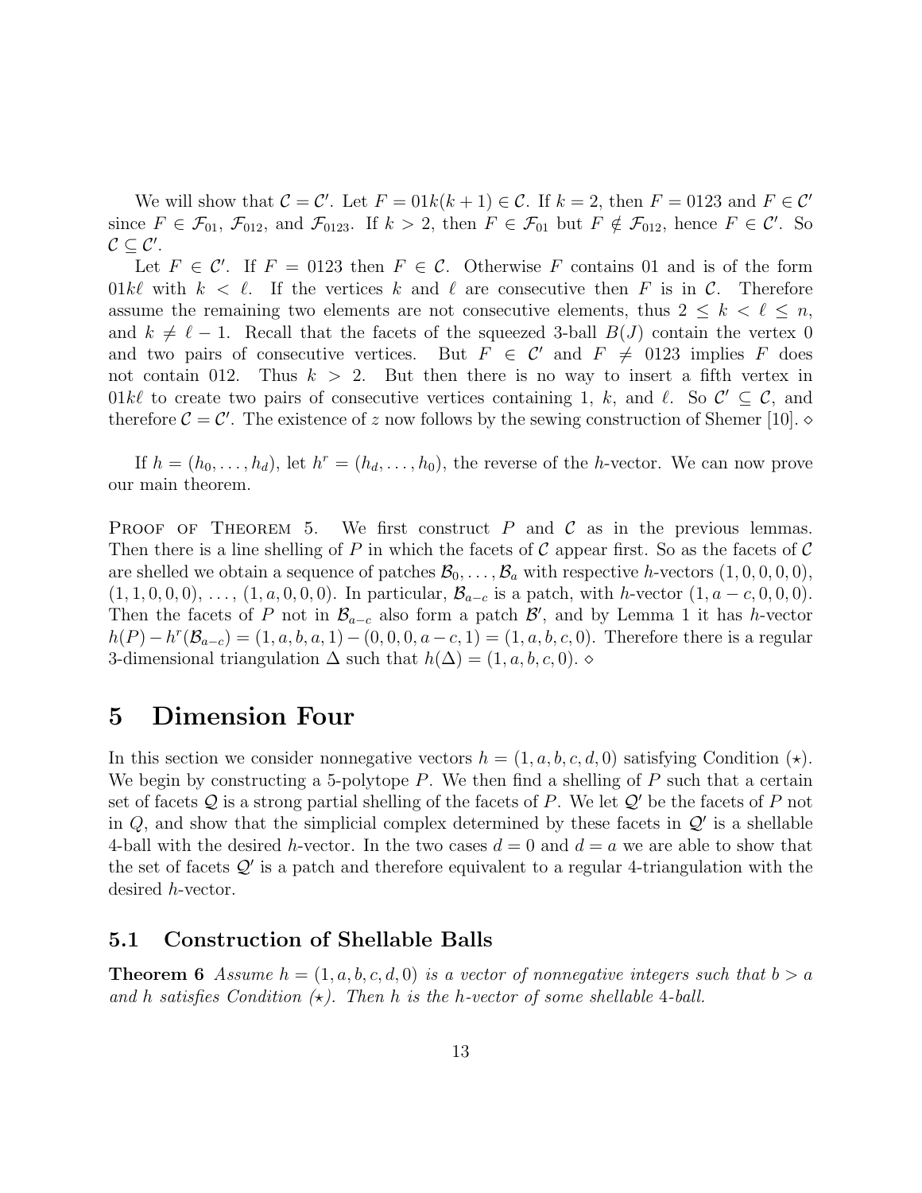We will show that $\mathcal{C} = \mathcal{C}'$. Let $F = 01k(k+1) \in \mathcal{C}$. If $k = 2$, then $F = 0123$ and $F \in \mathcal{C}'$ since $F \in \mathcal{F}_{01}$, $\mathcal{F}_{012}$, and $\mathcal{F}_{0123}$. If $k > 2$, then $F \in \mathcal{F}_{01}$ but $F \notin \mathcal{F}_{012}$, hence $F \in \mathcal{C}'$. So $\mathcal{C} \subseteq \mathcal{C}'$.

Let $F \in \mathcal{C}'$. If $F = 0123$ then $F \in \mathcal{C}$. Otherwise $F$ contains $01$ and is of the form $01k\ell$ with $k < \ell$. If the vertices $k$ and $\ell$ are consecutive then $F$ is in $\mathcal{C}$. Therefore assume the remaining two elements are not consecutive elements, thus $2 \leq k < \ell \leq n$, and $k \neq \ell - 1$. Recall that the facets of the squeezed 3-ball $B(J)$ contain the vertex 0 and two pairs of consecutive vertices. But $F \in \mathcal{C}'$ and $F \neq 0123$ implies $F$ does not contain 012. Thus $k > 2$. But then there is no way to insert a fifth vertex in $01k\ell$ to create two pairs of consecutive vertices containing 1, $k$, and $\ell$. So $\mathcal{C}' \subseteq \mathcal{C}$, and therefore $\mathcal{C} = \mathcal{C}'$. The existence of $z$ now follows by the sewing construction of Shemer [10]. $\diamond$

If $h = (h_0, \ldots, h_d)$, let $h^r = (h_d, \ldots, h_0)$, the reverse of the $h$-vector. We can now prove our main theorem.

Proof of Theorem 5. We first construct $P$ and $\mathcal{C}$ as in the previous lemmas. Then there is a line shelling of $P$ in which the facets of $\mathcal{C}$ appear first. So as the facets of $\mathcal{C}$ are shelled we obtain a sequence of patches $\mathcal{B}_0, \ldots, \mathcal{B}_a$ with respective $h$-vectors $(1,0,0,0,0)$, $(1,1,0,0,0)$, $\ldots$, $(1,a,0,0,0)$. In particular, $\mathcal{B}_{a-c}$ is a patch, with $h$-vector $(1, a-c, 0, 0, 0)$. Then the facets of $P$ not in $\mathcal{B}_{a-c}$ also form a patch $\mathcal{B}'$, and by Lemma 1 it has $h$-vector $h(P) - h^r(\mathcal{B}_{a-c}) = (1,a,b,a,1) - (0,0,0,a-c,1) = (1,a,b,c,0)$. Therefore there is a regular 3-dimensional triangulation $\Delta$ such that $h(\Delta) = (1,a,b,c,0)$. $\diamond$

# 5 Dimension Four

In this section we consider nonnegative vectors $h = (1,a,b,c,d,0)$ satisfying Condition $(\star)$. We begin by constructing a 5-polytope $P$. We then find a shelling of $P$ such that a certain set of facets $\mathcal{Q}$ is a strong partial shelling of the facets of $P$. We let $\mathcal{Q}'$ be the facets of $P$ not in $Q$, and show that the simplicial complex determined by these facets in $\mathcal{Q}'$ is a shellable 4-ball with the desired $h$-vector. In the two cases $d = 0$ and $d = a$ we are able to show that the set of facets $\mathcal{Q}'$ is a patch and therefore equivalent to a regular 4-triangulation with the desired $h$-vector.

## 5.1 Construction of Shellable Balls

**Theorem 6** *Assume $h = (1,a,b,c,d,0)$ is a vector of nonnegative integers such that $b > a$ and $h$ satisfies Condition $(\star)$. Then $h$ is the $h$-vector of some shellable 4-ball.*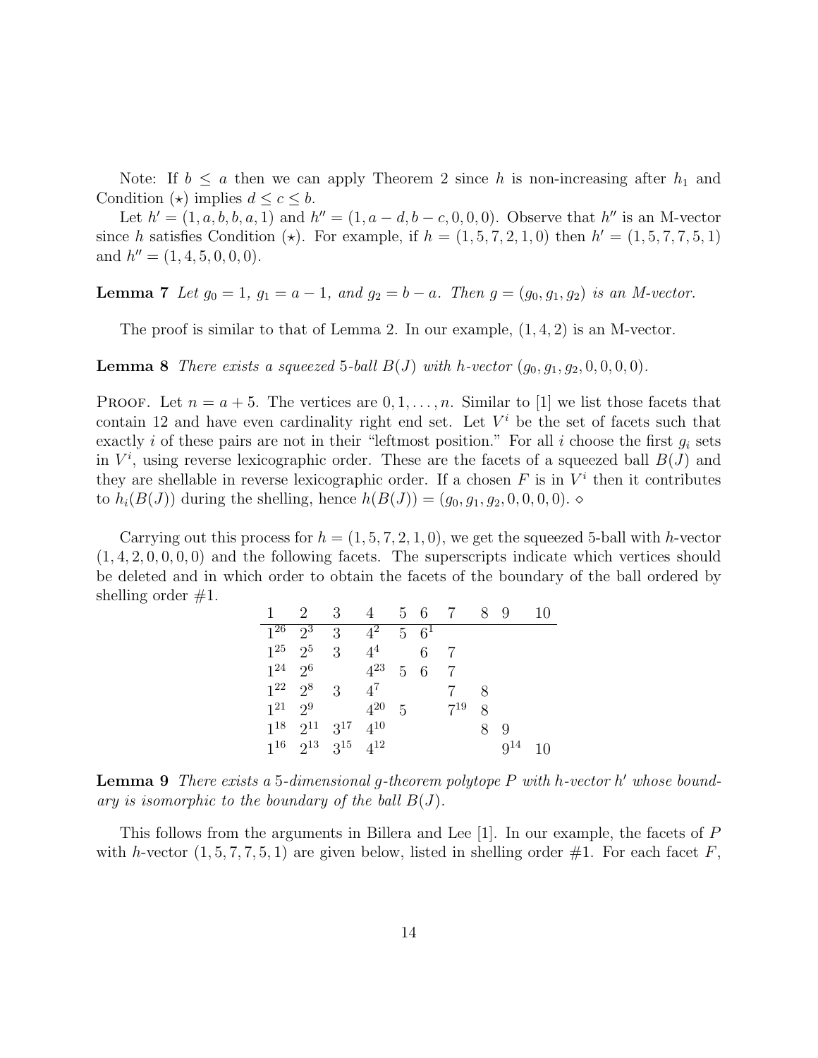Note: If $b \leq a$ then we can apply Theorem 2 since $h$ is non-increasing after $h_1$ and Condition $(\star)$ implies $d \leq c \leq b$.

Let $h' = (1, a, b, b, a, 1)$ and $h'' = (1, a-d, b-c, 0, 0, 0)$. Observe that $h''$ is an M-vector since $h$ satisfies Condition $(\star)$. For example, if $h = (1, 5, 7, 2, 1, 0)$ then $h' = (1, 5, 7, 7, 5, 1)$ and $h'' = (1, 4, 5, 0, 0, 0)$.

**Lemma 7** *Let $g_0 = 1$, $g_1 = a - 1$, and $g_2 = b - a$. Then $g = (g_0, g_1, g_2)$ is an M-vector.*

The proof is similar to that of Lemma 2. In our example, $(1, 4, 2)$ is an M-vector.

**Lemma 8** *There exists a squeezed 5-ball $B(J)$ with h-vector $(g_0, g_1, g_2, 0, 0, 0, 0)$.*

Proof. Let $n = a + 5$. The vertices are $0, 1, \ldots, n$. Similar to [1] we list those facets that contain 12 and have even cardinality right end set. Let $V^i$ be the set of facets such that exactly $i$ of these pairs are not in their "leftmost position." For all $i$ choose the first $g_i$ sets in $V^i$, using reverse lexicographic order. These are the facets of a squeezed ball $B(J)$ and they are shellable in reverse lexicographic order. If a chosen $F$ is in $V^i$ then it contributes to $h_i(B(J))$ during the shelling, hence $h(B(J)) = (g_0, g_1, g_2, 0, 0, 0, 0)$. $\diamond$

Carrying out this process for $h = (1, 5, 7, 2, 1, 0)$, we get the squeezed 5-ball with h-vector $(1, 4, 2, 0, 0, 0, 0)$ and the following facets. The superscripts indicate which vertices should be deleted and in which order to obtain the facets of the boundary of the ball ordered by shelling order #1.

| 1 | 2 | 3 | 4 | 5 | 6 | 7 | 8 | 9 | 10 |
|---|---|---|---|---|---|---|---|---|---|
| $1^{26}$ | $2^{3}$ | $3$ | $4^{2}$ | $5$ | $6^{1}$ | | | | |
| $1^{25}$ | $2^{5}$ | $3$ | $4^{4}$ | | $6$ | $7$ | | | |
| $1^{24}$ | $2^{6}$ | | $4^{23}$ | $5$ | $6$ | $7$ | | | |
| $1^{22}$ | $2^{8}$ | $3$ | $4^{7}$ | | | $7$ | $8$ | | |
| $1^{21}$ | $2^{9}$ | | $4^{20}$ | $5$ | | $7^{19}$ | $8$ | | |
| $1^{18}$ | $2^{11}$ | $3^{17}$ | $4^{10}$ | | | | $8$ | $9$ | |
| $1^{16}$ | $2^{13}$ | $3^{15}$ | $4^{12}$ | | | | | $9^{14}$ | $10$ |

**Lemma 9** *There exists a 5-dimensional g-theorem polytope $P$ with h-vector $h'$ whose boundary is isomorphic to the boundary of the ball $B(J)$.*

This follows from the arguments in Billera and Lee [1]. In our example, the facets of $P$ with h-vector $(1, 5, 7, 7, 5, 1)$ are given below, listed in shelling order #1. For each facet $F$,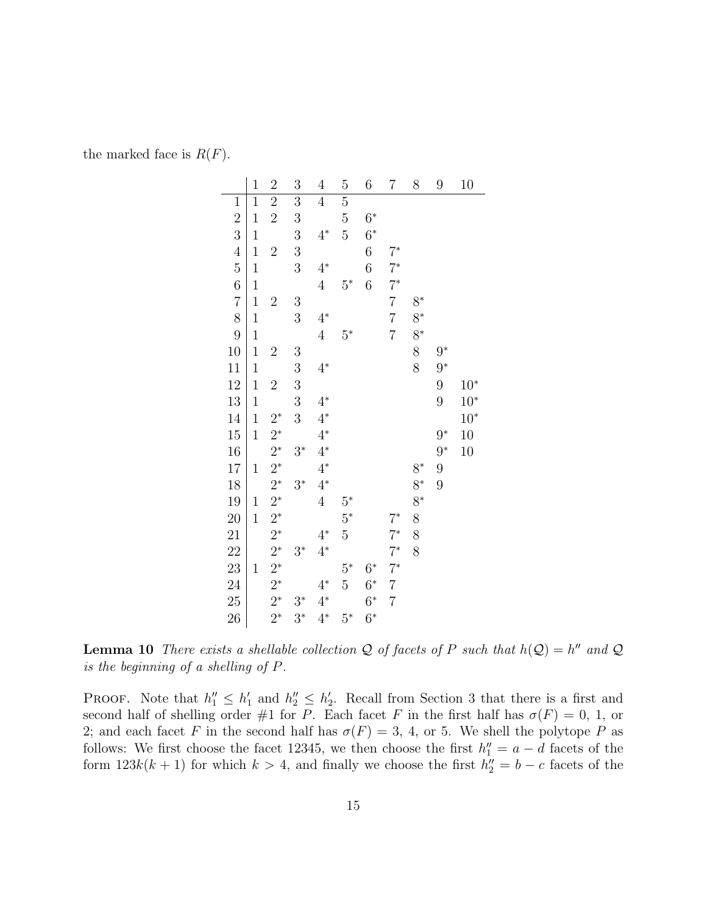the marked face is $R(F)$.

| | 1 | 2 | 3 | 4 | 5 | 6 | 7 | 8 | 9 | 10 |
|---|---|---|---|---|---|---|---|---|---|---|
| 1 | 1 | 2 | 3 | 4 | 5 | | | | | |
| 2 | 1 | 2 | 3 | | 5 | $6^*$ | | | | |
| 3 | 1 | | 3 | $4^*$ | 5 | $6^*$ | | | | |
| 4 | 1 | 2 | 3 | | | 6 | $7^*$ | | | |
| 5 | 1 | | 3 | $4^*$ | | 6 | $7^*$ | | | |
| 6 | 1 | | | 4 | $5^*$ | 6 | $7^*$ | | | |
| 7 | 1 | 2 | 3 | | | | 7 | $8^*$ | | |
| 8 | 1 | | 3 | $4^*$ | | | 7 | $8^*$ | | |
| 9 | 1 | | | 4 | $5^*$ | | 7 | $8^*$ | | |
| 10 | 1 | 2 | 3 | | | | | 8 | $9^*$ | |
| 11 | 1 | | 3 | $4^*$ | | | | 8 | $9^*$ | |
| 12 | 1 | 2 | 3 | | | | | | 9 | $10^*$ |
| 13 | 1 | | 3 | $4^*$ | | | | | 9 | $10^*$ |
| 14 | 1 | $2^*$ | 3 | $4^*$ | | | | | | $10^*$ |
| 15 | 1 | $2^*$ | | $4^*$ | | | | | $9^*$ | 10 |
| 16 | | $2^*$ | $3^*$ | $4^*$ | | | | | $9^*$ | 10 |
| 17 | 1 | $2^*$ | | $4^*$ | | | | $8^*$ | 9 | |
| 18 | | $2^*$ | $3^*$ | $4^*$ | | | | $8^*$ | 9 | |
| 19 | 1 | $2^*$ | | 4 | $5^*$ | | | $8^*$ | | |
| 20 | 1 | $2^*$ | | | $5^*$ | | $7^*$ | 8 | | |
| 21 | | $2^*$ | | $4^*$ | 5 | | $7^*$ | 8 | | |
| 22 | | $2^*$ | $3^*$ | $4^*$ | | | $7^*$ | 8 | | |
| 23 | 1 | $2^*$ | | | $5^*$ | $6^*$ | $7^*$ | | | |
| 24 | | $2^*$ | | $4^*$ | 5 | $6^*$ | 7 | | | |
| 25 | | $2^*$ | $3^*$ | $4^*$ | | $6^*$ | 7 | | | |
| 26 | | $2^*$ | $3^*$ | $4^*$ | $5^*$ | $6^*$ | | | | |

**Lemma 10** *There exists a shellable collection $\mathcal{Q}$ of facets of $P$ such that $h(\mathcal{Q}) = h''$ and $\mathcal{Q}$ is the beginning of a shelling of $P$.*

PROOF. Note that $h''_1 \leq h'_1$ and $h''_2 \leq h'_2$. Recall from Section 3 that there is a first and second half of shelling order #1 for $P$. Each facet $F$ in the first half has $\sigma(F) = 0$, 1, or 2; and each facet $F$ in the second half has $\sigma(F) = 3$, 4, or 5. We shell the polytope $P$ as follows: We first choose the facet 12345, we then choose the first $h''_1 = a - d$ facets of the form $123k(k+1)$ for which $k > 4$, and finally we choose the first $h''_2 = b - c$ facets of the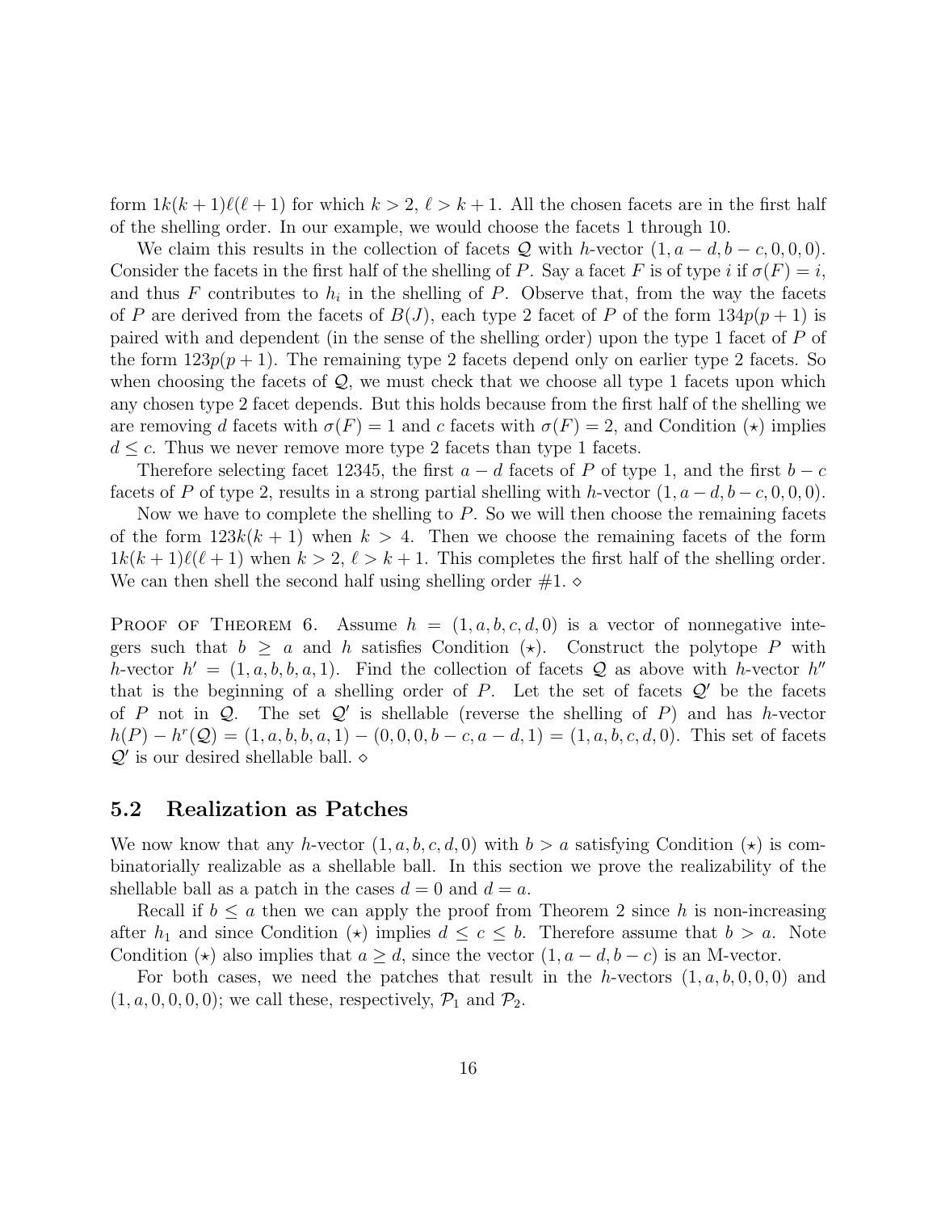form $1k(k+1)\ell(\ell+1)$ for which $k > 2$, $\ell > k+1$. All the chosen facets are in the first half of the shelling order. In our example, we would choose the facets 1 through 10.

We claim this results in the collection of facets $\mathcal{Q}$ with $h$-vector $(1, a-d, b-c, 0, 0, 0)$. Consider the facets in the first half of the shelling of $P$. Say a facet $F$ is of type $i$ if $\sigma(F) = i$, and thus $F$ contributes to $h_i$ in the shelling of $P$. Observe that, from the way the facets of $P$ are derived from the facets of $B(J)$, each type 2 facet of $P$ of the form $134p(p+1)$ is paired with and dependent (in the sense of the shelling order) upon the type 1 facet of $P$ of the form $123p(p+1)$. The remaining type 2 facets depend only on earlier type 2 facets. So when choosing the facets of $\mathcal{Q}$, we must check that we choose all type 1 facets upon which any chosen type 2 facet depends. But this holds because from the first half of the shelling we are removing $d$ facets with $\sigma(F) = 1$ and $c$ facets with $\sigma(F) = 2$, and Condition $(\star)$ implies $d \leq c$. Thus we never remove more type 2 facets than type 1 facets.

Therefore selecting facet 12345, the first $a-d$ facets of $P$ of type 1, and the first $b-c$ facets of $P$ of type 2, results in a strong partial shelling with $h$-vector $(1, a-d, b-c, 0, 0, 0)$.

Now we have to complete the shelling to $P$. So we will then choose the remaining facets of the form $123k(k+1)$ when $k > 4$. Then we choose the remaining facets of the form $1k(k+1)\ell(\ell+1)$ when $k > 2$, $\ell > k+1$. This completes the first half of the shelling order. We can then shell the second half using shelling order #1. $\diamond$

Proof of Theorem 6. Assume $h = (1, a, b, c, d, 0)$ is a vector of nonnegative integers such that $b \geq a$ and $h$ satisfies Condition $(\star)$. Construct the polytope $P$ with $h$-vector $h' = (1, a, b, b, a, 1)$. Find the collection of facets $\mathcal{Q}$ as above with $h$-vector $h''$ that is the beginning of a shelling order of $P$. Let the set of facets $\mathcal{Q}'$ be the facets of $P$ not in $\mathcal{Q}$. The set $\mathcal{Q}'$ is shellable (reverse the shelling of $P$) and has $h$-vector $h(P) - h^r(\mathcal{Q}) = (1, a, b, b, a, 1) - (0, 0, 0, b-c, a-d, 1) = (1, a, b, c, d, 0)$. This set of facets $\mathcal{Q}'$ is our desired shellable ball. $\diamond$

## 5.2 Realization as Patches

We now know that any $h$-vector $(1, a, b, c, d, 0)$ with $b > a$ satisfying Condition $(\star)$ is combinatorially realizable as a shellable ball. In this section we prove the realizability of the shellable ball as a patch in the cases $d = 0$ and $d = a$.

Recall if $b \leq a$ then we can apply the proof from Theorem 2 since $h$ is non-increasing after $h_1$ and since Condition $(\star)$ implies $d \leq c \leq b$. Therefore assume that $b > a$. Note Condition $(\star)$ also implies that $a \geq d$, since the vector $(1, a-d, b-c)$ is an M-vector.

For both cases, we need the patches that result in the $h$-vectors $(1, a, b, 0, 0, 0)$ and $(1, a, 0, 0, 0, 0)$; we call these, respectively, $\mathcal{P}_1$ and $\mathcal{P}_2$.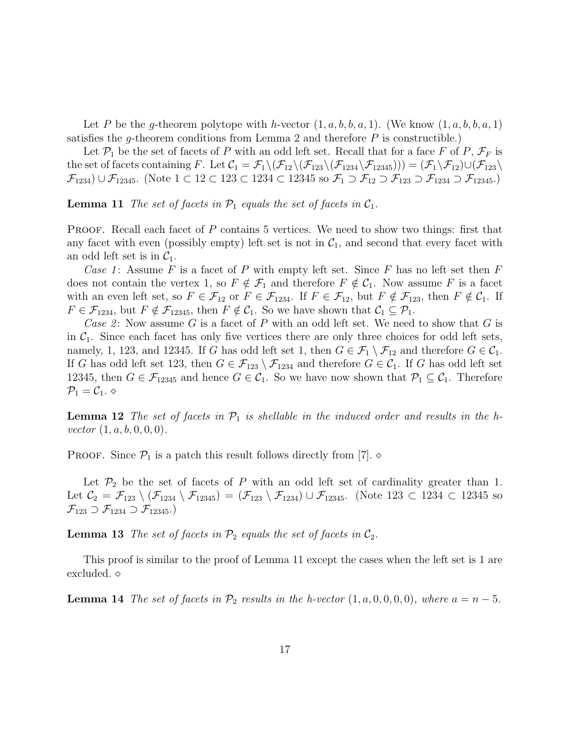Let $P$ be the $g$-theorem polytope with $h$-vector $(1, a, b, b, a, 1)$. (We know $(1, a, b, b, a, 1)$ satisfies the $g$-theorem conditions from Lemma 2 and therefore $P$ is constructible.)

Let $\mathcal{P}_1$ be the set of facets of $P$ with an odd left set. Recall that for a face $F$ of $P$, $\mathcal{F}_F$ is the set of facets containing $F$. Let $\mathcal{C}_1 = \mathcal{F}_1 \setminus (\mathcal{F}_{12} \setminus (\mathcal{F}_{123} \setminus (\mathcal{F}_{1234} \setminus \mathcal{F}_{12345}))) = (\mathcal{F}_1 \setminus \mathcal{F}_{12}) \cup (\mathcal{F}_{123} \setminus \mathcal{F}_{1234}) \cup \mathcal{F}_{12345}$. (Note $1 \subset 12 \subset 123 \subset 1234 \subset 12345$ so $\mathcal{F}_1 \supset \mathcal{F}_{12} \supset \mathcal{F}_{123} \supset \mathcal{F}_{1234} \supset \mathcal{F}_{12345}$.)

**Lemma 11** *The set of facets in $\mathcal{P}_1$ equals the set of facets in $\mathcal{C}_1$.*

Proof. Recall each facet of $P$ contains 5 vertices. We need to show two things: first that any facet with even (possibly empty) left set is not in $\mathcal{C}_1$, and second that every facet with an odd left set is in $\mathcal{C}_1$.

*Case 1*: Assume $F$ is a facet of $P$ with empty left set. Since $F$ has no left set then $F$ does not contain the vertex 1, so $F \notin \mathcal{F}_1$ and therefore $F \notin \mathcal{C}_1$. Now assume $F$ is a facet with an even left set, so $F \in \mathcal{F}_{12}$ or $F \in \mathcal{F}_{1234}$. If $F \in \mathcal{F}_{12}$, but $F \notin \mathcal{F}_{123}$, then $F \notin \mathcal{C}_1$. If $F \in \mathcal{F}_{1234}$, but $F \notin \mathcal{F}_{12345}$, then $F \notin \mathcal{C}_1$. So we have shown that $\mathcal{C}_1 \subseteq \mathcal{P}_1$.

*Case 2*: Now assume $G$ is a facet of $P$ with an odd left set. We need to show that $G$ is in $\mathcal{C}_1$. Since each facet has only five vertices there are only three choices for odd left sets, namely, 1, 123, and 12345. If $G$ has odd left set 1, then $G \in \mathcal{F}_1 \setminus \mathcal{F}_{12}$ and therefore $G \in \mathcal{C}_1$. If $G$ has odd left set 123, then $G \in \mathcal{F}_{123} \setminus \mathcal{F}_{1234}$ and therefore $G \in \mathcal{C}_1$. If $G$ has odd left set 12345, then $G \in \mathcal{F}_{12345}$ and hence $G \in \mathcal{C}_1$. So we have now shown that $\mathcal{P}_1 \subseteq \mathcal{C}_1$. Therefore $\mathcal{P}_1 = \mathcal{C}_1$. $\diamond$

**Lemma 12** *The set of facets in $\mathcal{P}_1$ is shellable in the induced order and results in the $h$-vector $(1, a, b, 0, 0, 0)$.*

Proof. Since $\mathcal{P}_1$ is a patch this result follows directly from [7]. $\diamond$

Let $\mathcal{P}_2$ be the set of facets of $P$ with an odd left set of cardinality greater than 1. Let $\mathcal{C}_2 = \mathcal{F}_{123} \setminus (\mathcal{F}_{1234} \setminus \mathcal{F}_{12345}) = (\mathcal{F}_{123} \setminus \mathcal{F}_{1234}) \cup \mathcal{F}_{12345}$. (Note $123 \subset 1234 \subset 12345$ so $\mathcal{F}_{123} \supset \mathcal{F}_{1234} \supset \mathcal{F}_{12345}$.)

**Lemma 13** *The set of facets in $\mathcal{P}_2$ equals the set of facets in $\mathcal{C}_2$.*

This proof is similar to the proof of Lemma 11 except the cases when the left set is 1 are excluded. $\diamond$

**Lemma 14** *The set of facets in $\mathcal{P}_2$ results in the $h$-vector $(1, a, 0, 0, 0, 0)$, where $a = n - 5$.*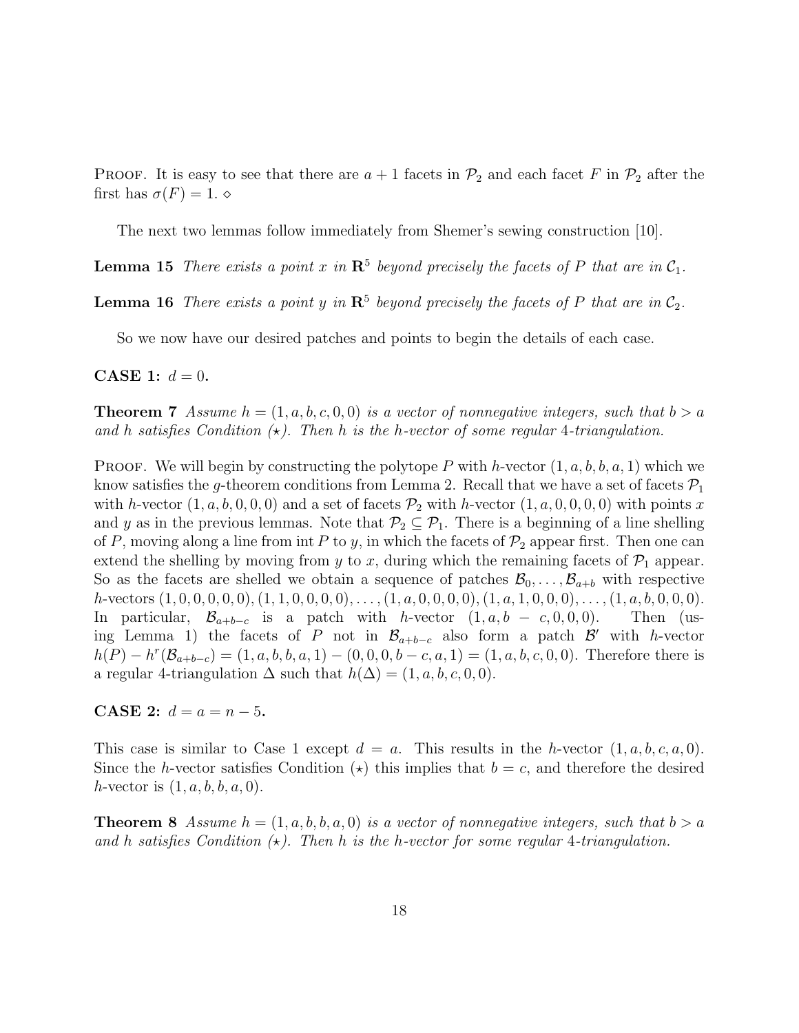**Proof.** It is easy to see that there are $a+1$ facets in $\mathcal{P}_2$ and each facet $F$ in $\mathcal{P}_2$ after the first has $\sigma(F) = 1$. $\diamond$

The next two lemmas follow immediately from Shemer's sewing construction [10].

**Lemma 15** *There exists a point $x$ in $\mathbf{R}^5$ beyond precisely the facets of $P$ that are in $\mathcal{C}_1$.*

**Lemma 16** *There exists a point $y$ in $\mathbf{R}^5$ beyond precisely the facets of $P$ that are in $\mathcal{C}_2$.*

So we now have our desired patches and points to begin the details of each case.

**CASE 1: $d = 0$.**

**Theorem 7** *Assume $h = (1, a, b, c, 0, 0)$ is a vector of nonnegative integers, such that $b > a$ and $h$ satisfies Condition ($\star$). Then $h$ is the $h$-vector of some regular 4-triangulation.*

**Proof.** We will begin by constructing the polytope $P$ with $h$-vector $(1, a, b, b, a, 1)$ which we know satisfies the $g$-theorem conditions from Lemma 2. Recall that we have a set of facets $\mathcal{P}_1$ with $h$-vector $(1, a, b, 0, 0, 0)$ and a set of facets $\mathcal{P}_2$ with $h$-vector $(1, a, 0, 0, 0, 0)$ with points $x$ and $y$ as in the previous lemmas. Note that $\mathcal{P}_2 \subseteq \mathcal{P}_1$. There is a beginning of a line shelling of $P$, moving along a line from int $P$ to $y$, in which the facets of $\mathcal{P}_2$ appear first. Then one can extend the shelling by moving from $y$ to $x$, during which the remaining facets of $\mathcal{P}_1$ appear. So as the facets are shelled we obtain a sequence of patches $\mathcal{B}_0, \ldots, \mathcal{B}_{a+b}$ with respective $h$-vectors $(1, 0, 0, 0, 0, 0), (1, 1, 0, 0, 0, 0), \ldots, (1, a, 0, 0, 0, 0), (1, a, 1, 0, 0, 0), \ldots, (1, a, b, 0, 0, 0)$. In particular, $\mathcal{B}_{a+b-c}$ is a patch with $h$-vector $(1, a, b-c, 0, 0, 0)$. Then (using Lemma 1) the facets of $P$ not in $\mathcal{B}_{a+b-c}$ also form a patch $\mathcal{B}'$ with $h$-vector $h(P) - h^r(\mathcal{B}_{a+b-c}) = (1, a, b, b, a, 1) - (0, 0, 0, b-c, a, 1) = (1, a, b, c, 0, 0)$. Therefore there is a regular 4-triangulation $\Delta$ such that $h(\Delta) = (1, a, b, c, 0, 0)$.

**CASE 2: $d = a = n - 5$.**

This case is similar to Case 1 except $d = a$. This results in the $h$-vector $(1, a, b, c, a, 0)$. Since the $h$-vector satisfies Condition ($\star$) this implies that $b = c$, and therefore the desired $h$-vector is $(1, a, b, b, a, 0)$.

**Theorem 8** *Assume $h = (1, a, b, b, a, 0)$ is a vector of nonnegative integers, such that $b > a$ and $h$ satisfies Condition ($\star$). Then $h$ is the $h$-vector for some regular 4-triangulation.*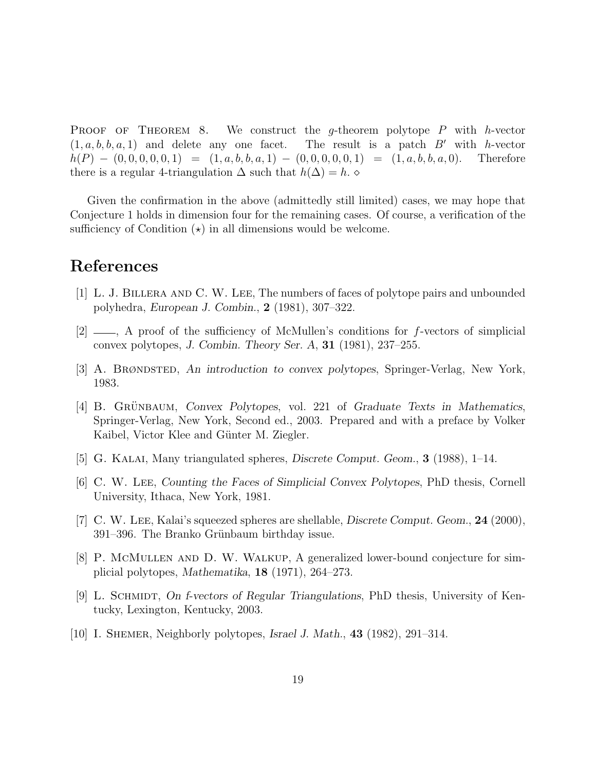Proof of Theorem 8. We construct the $g$-theorem polytope $P$ with $h$-vector $(1, a, b, b, a, 1)$ and delete any one facet. The result is a patch $B'$ with $h$-vector $h(P) - (0, 0, 0, 0, 0, 1) = (1, a, b, b, a, 1) - (0, 0, 0, 0, 0, 1) = (1, a, b, b, a, 0)$. Therefore there is a regular 4-triangulation $\Delta$ such that $h(\Delta) = h$. $\diamond$

Given the confirmation in the above (admittedly still limited) cases, we may hope that Conjecture 1 holds in dimension four for the remaining cases. Of course, a verification of the sufficiency of Condition ($\star$) in all dimensions would be welcome.

# References

[1] L. J. Billera and C. W. Lee, The numbers of faces of polytope pairs and unbounded polyhedra, *European J. Combin.*, **2** (1981), 307–322.

[2] ——, A proof of the sufficiency of McMullen's conditions for $f$-vectors of simplicial convex polytopes, *J. Combin. Theory Ser. A*, **31** (1981), 237–255.

[3] A. Brøndsted, *An introduction to convex polytopes*, Springer-Verlag, New York, 1983.

[4] B. Grünbaum, *Convex Polytopes*, vol. 221 of *Graduate Texts in Mathematics*, Springer-Verlag, New York, Second ed., 2003. Prepared and with a preface by Volker Kaibel, Victor Klee and Günter M. Ziegler.

[5] G. Kalai, Many triangulated spheres, *Discrete Comput. Geom.*, **3** (1988), 1–14.

[6] C. W. Lee, *Counting the Faces of Simplicial Convex Polytopes*, PhD thesis, Cornell University, Ithaca, New York, 1981.

[7] C. W. Lee, Kalai's squeezed spheres are shellable, *Discrete Comput. Geom.*, **24** (2000), 391–396. The Branko Grünbaum birthday issue.

[8] P. McMullen and D. W. Walkup, A generalized lower-bound conjecture for simplicial polytopes, *Mathematika*, **18** (1971), 264–273.

[9] L. Schmidt, *On f-vectors of Regular Triangulations*, PhD thesis, University of Kentucky, Lexington, Kentucky, 2003.

[10] I. Shemer, Neighborly polytopes, *Israel J. Math.*, **43** (1982), 291–314.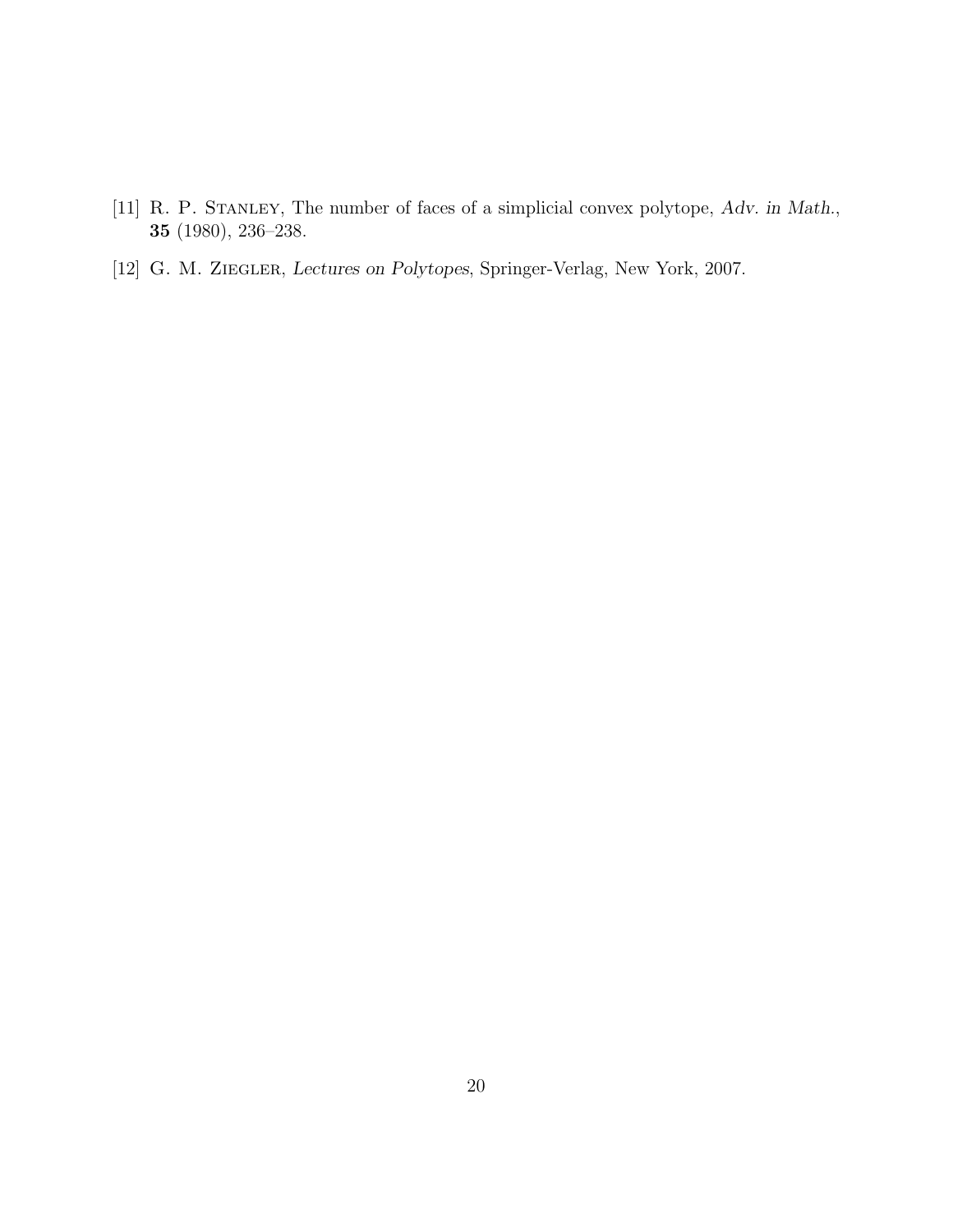[11] R. P. Stanley, The number of faces of a simplicial convex polytope, *Adv. in Math.*, **35** (1980), 236–238.

[12] G. M. Ziegler, *Lectures on Polytopes*, Springer-Verlag, New York, 2007.